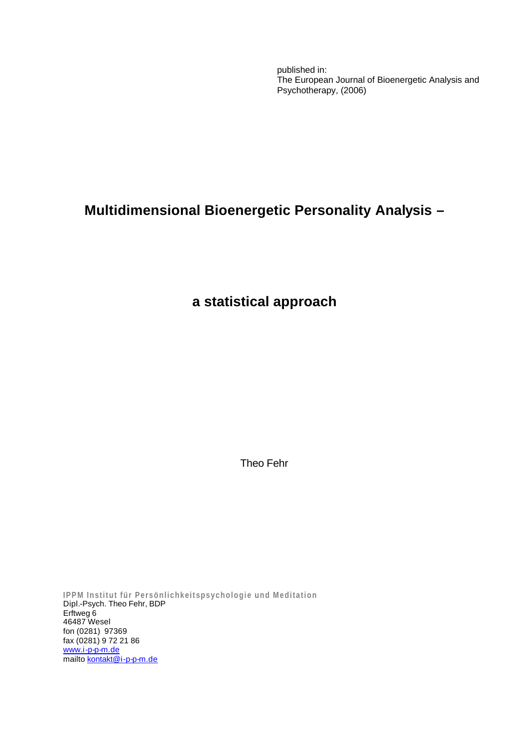published in:
The European Journal of Bioenergetic Analysis and Psychotherapy, (2006)

# Multidimensional Bioenergetic Personality Analysis –

# a statistical approach

Theo Fehr

**IPPM Institut für Persönlichkeitspsychologie und Meditation**
Dipl.-Psych. Theo Fehr, BDP
Erftweg 6
46487 Wesel
fon (0281) 97369
fax (0281) 9 72 21 86
www.i-p-p-m.de
mailto kontakt@i-p-p-m.de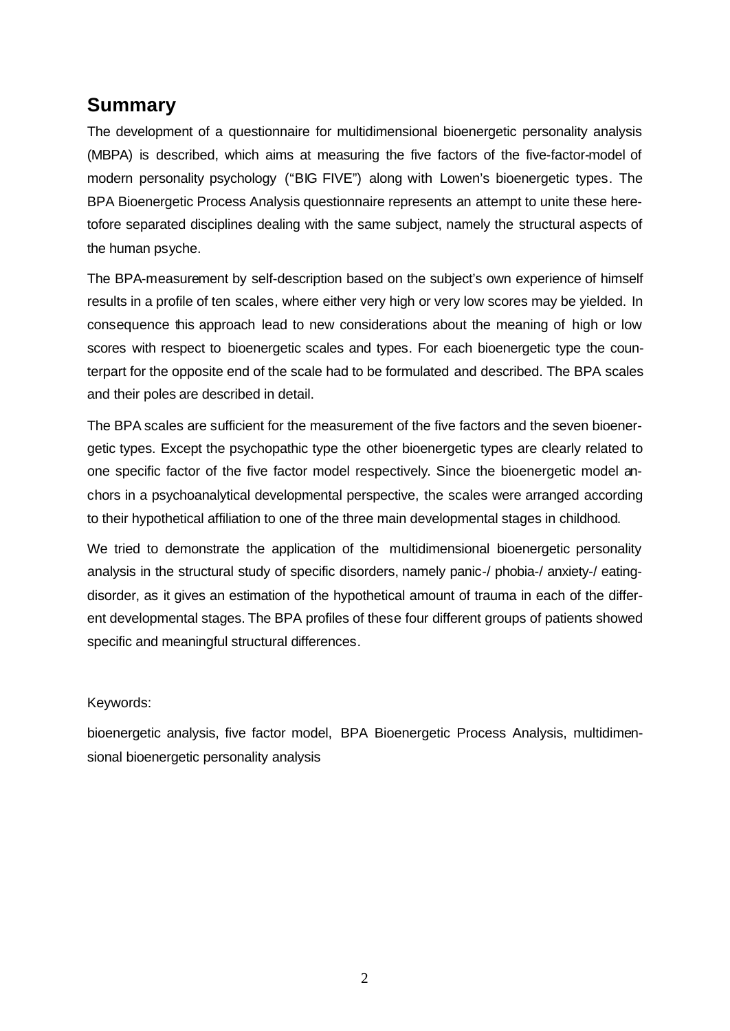## Summary

The development of a questionnaire for multidimensional bioenergetic personality analysis (MBPA) is described, which aims at measuring the five factors of the five-factor-model of modern personality psychology ("BIG FIVE") along with Lowen's bioenergetic types. The BPA Bioenergetic Process Analysis questionnaire represents an attempt to unite these heretofore separated disciplines dealing with the same subject, namely the structural aspects of the human psyche.

The BPA-measurement by self-description based on the subject's own experience of himself results in a profile of ten scales, where either very high or very low scores may be yielded. In consequence this approach lead to new considerations about the meaning of high or low scores with respect to bioenergetic scales and types. For each bioenergetic type the counterpart for the opposite end of the scale had to be formulated and described. The BPA scales and their poles are described in detail.

The BPA scales are sufficient for the measurement of the five factors and the seven bioenergetic types. Except the psychopathic type the other bioenergetic types are clearly related to one specific factor of the five factor model respectively. Since the bioenergetic model anchors in a psychoanalytical developmental perspective, the scales were arranged according to their hypothetical affiliation to one of the three main developmental stages in childhood.

We tried to demonstrate the application of the multidimensional bioenergetic personality analysis in the structural study of specific disorders, namely panic-/ phobia-/ anxiety-/ eating-disorder, as it gives an estimation of the hypothetical amount of trauma in each of the different developmental stages. The BPA profiles of these four different groups of patients showed specific and meaningful structural differences.

Keywords:

bioenergetic analysis, five factor model, BPA Bioenergetic Process Analysis, multidimensional bioenergetic personality analysis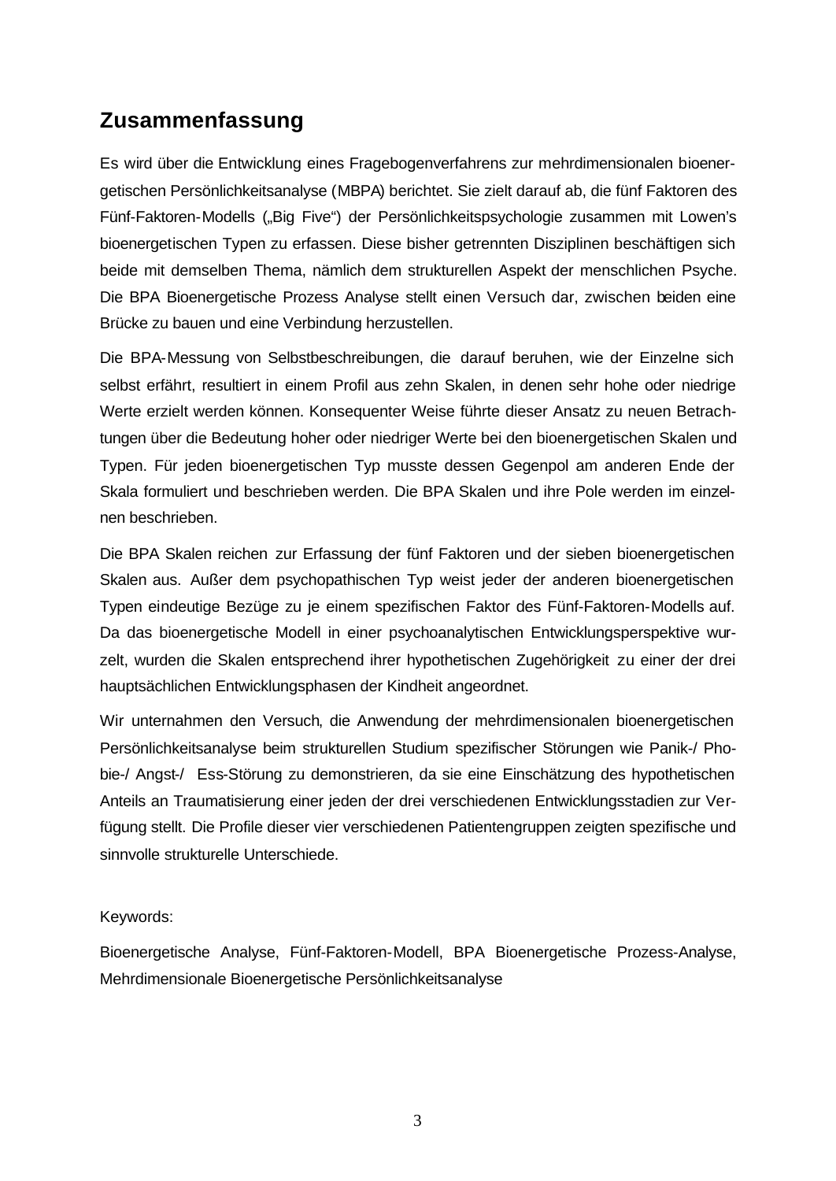## Zusammenfassung

Es wird über die Entwicklung eines Fragebogenverfahrens zur mehrdimensionalen bioenergetischen Persönlichkeitsanalyse (MBPA) berichtet. Sie zielt darauf ab, die fünf Faktoren des Fünf-Faktoren-Modells („Big Five") der Persönlichkeitspsychologie zusammen mit Lowen's bioenergetischen Typen zu erfassen. Diese bisher getrennten Disziplinen beschäftigen sich beide mit demselben Thema, nämlich dem strukturellen Aspekt der menschlichen Psyche. Die BPA Bioenergetische Prozess Analyse stellt einen Versuch dar, zwischen beiden eine Brücke zu bauen und eine Verbindung herzustellen.

Die BPA-Messung von Selbstbeschreibungen, die darauf beruhen, wie der Einzelne sich selbst erfährt, resultiert in einem Profil aus zehn Skalen, in denen sehr hohe oder niedrige Werte erzielt werden können. Konsequenter Weise führte dieser Ansatz zu neuen Betrachtungen über die Bedeutung hoher oder niedriger Werte bei den bioenergetischen Skalen und Typen. Für jeden bioenergetischen Typ musste dessen Gegenpol am anderen Ende der Skala formuliert und beschrieben werden. Die BPA Skalen und ihre Pole werden im einzelnen beschrieben.

Die BPA Skalen reichen zur Erfassung der fünf Faktoren und der sieben bioenergetischen Skalen aus. Außer dem psychopathischen Typ weist jeder der anderen bioenergetischen Typen eindeutige Bezüge zu je einem spezifischen Faktor des Fünf-Faktoren-Modells auf. Da das bioenergetische Modell in einer psychoanalytischen Entwicklungsperspektive wurzelt, wurden die Skalen entsprechend ihrer hypothetischen Zugehörigkeit zu einer der drei hauptsächlichen Entwicklungsphasen der Kindheit angeordnet.

Wir unternahmen den Versuch, die Anwendung der mehrdimensionalen bioenergetischen Persönlichkeitsanalyse beim strukturellen Studium spezifischer Störungen wie Panik-/ Phobie-/ Angst-/ Ess-Störung zu demonstrieren, da sie eine Einschätzung des hypothetischen Anteils an Traumatisierung einer jeden der drei verschiedenen Entwicklungsstadien zur Verfügung stellt. Die Profile dieser vier verschiedenen Patientengruppen zeigten spezifische und sinnvolle strukturelle Unterschiede.

Keywords:

Bioenergetische Analyse, Fünf-Faktoren-Modell, BPA Bioenergetische Prozess-Analyse, Mehrdimensionale Bioenergetische Persönlichkeitsanalyse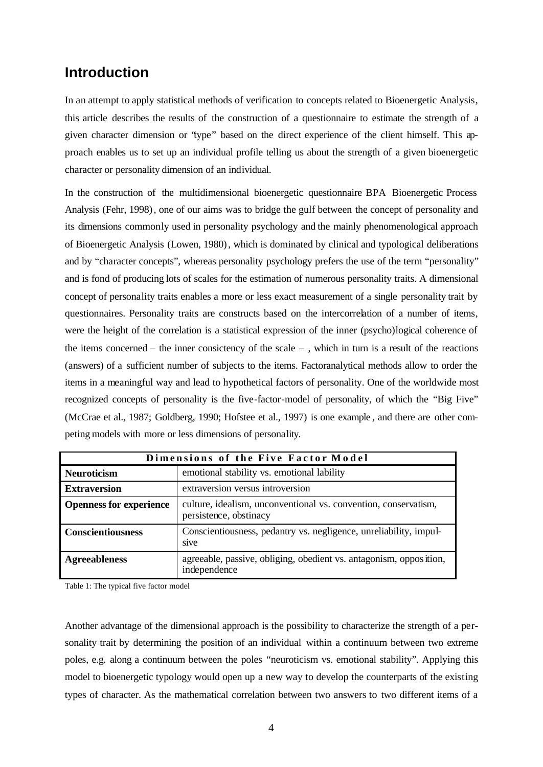# Introduction

In an attempt to apply statistical methods of verification to concepts related to Bioenergetic Analysis, this article describes the results of the construction of a questionnaire to estimate the strength of a given character dimension or "type" based on the direct experience of the client himself. This approach enables us to set up an individual profile telling us about the strength of a given bioenergetic character or personality dimension of an individual.

In the construction of the multidimensional bioenergetic questionnaire BPA Bioenergetic Process Analysis (Fehr, 1998), one of our aims was to bridge the gulf between the concept of personality and its dimensions commonly used in personality psychology and the mainly phenomenological approach of Bioenergetic Analysis (Lowen, 1980), which is dominated by clinical and typological deliberations and by "character concepts", whereas personality psychology prefers the use of the term "personality" and is fond of producing lots of scales for the estimation of numerous personality traits. A dimensional concept of personality traits enables a more or less exact measurement of a single personality trait by questionnaires. Personality traits are constructs based on the intercorrelation of a number of items, were the height of the correlation is a statistical expression of the inner (psycho)logical coherence of the items concerned – the inner consictency of the scale – , which in turn is a result of the reactions (answers) of a sufficient number of subjects to the items. Factoranalytical methods allow to order the items in a meaningful way and lead to hypothetical factors of personality. One of the worldwide most recognized concepts of personality is the five-factor-model of personality, of which the "Big Five" (McCrae et al., 1987; Goldberg, 1990; Hofstee et al., 1997) is one example, and there are other competing models with more or less dimensions of personality.

| Dimensions of the Five Factor Model | |
|---|---|
| **Neuroticism** | emotional stability vs. emotional lability |
| **Extraversion** | extraversion versus introversion |
| **Openness for experience** | culture, idealism, unconventional vs. convention, conservatism, persistence, obstinacy |
| **Conscientiousness** | Conscientiousness, pedantry vs. negligence, unreliability, impulsive |
| **Agreeableness** | agreeable, passive, obliging, obedient vs. antagonism, opposition, independence |

Table 1: The typical five factor model

Another advantage of the dimensional approach is the possibility to characterize the strength of a personality trait by determining the position of an individual within a continuum between two extreme poles, e.g. along a continuum between the poles "neuroticism vs. emotional stability". Applying this model to bioenergetic typology would open up a new way to develop the counterparts of the existing types of character. As the mathematical correlation between two answers to two different items of a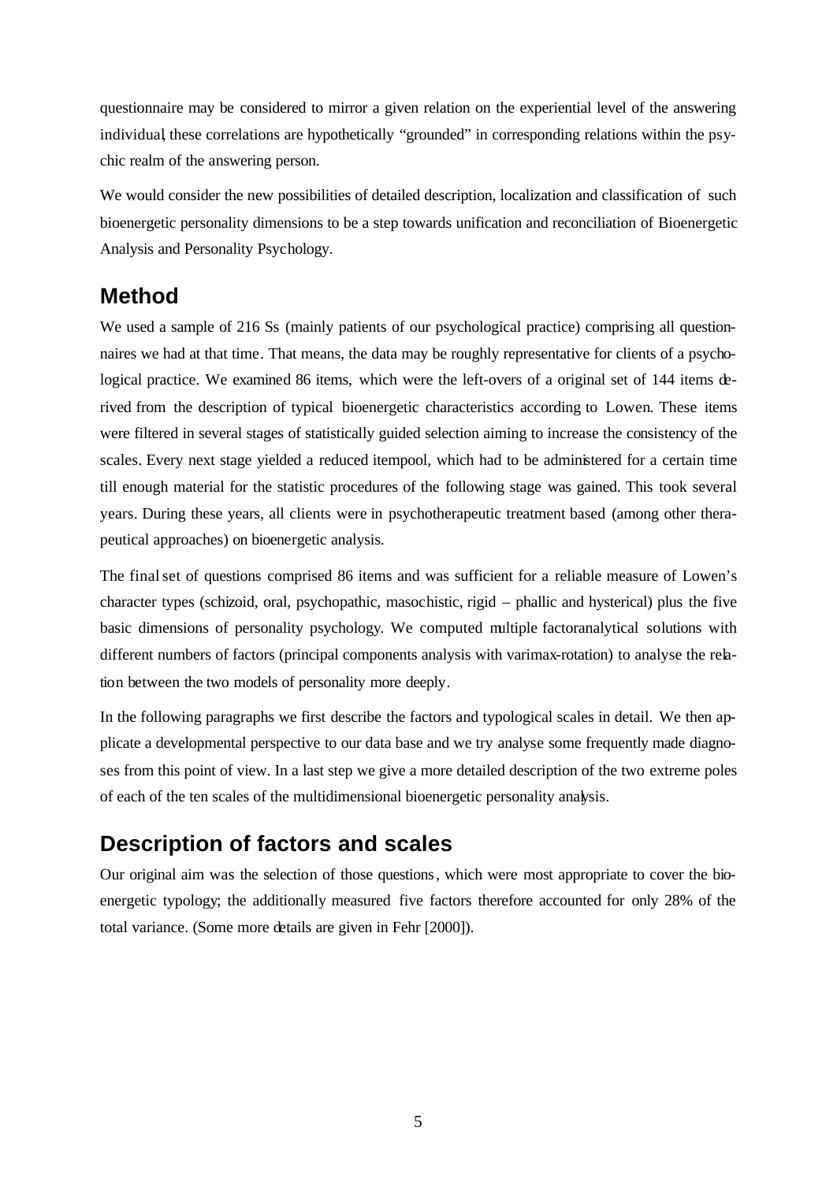questionnaire may be considered to mirror a given relation on the experiential level of the answering individual, these correlations are hypothetically "grounded" in corresponding relations within the psychic realm of the answering person.

We would consider the new possibilities of detailed description, localization and classification of such bioenergetic personality dimensions to be a step towards unification and reconciliation of Bioenergetic Analysis and Personality Psychology.

## Method

We used a sample of 216 Ss (mainly patients of our psychological practice) comprising all questionnaires we had at that time. That means, the data may be roughly representative for clients of a psychological practice. We examined 86 items, which were the left-overs of a original set of 144 items derived from the description of typical bioenergetic characteristics according to Lowen. These items were filtered in several stages of statistically guided selection aiming to increase the consistency of the scales. Every next stage yielded a reduced itempool, which had to be administered for a certain time till enough material for the statistic procedures of the following stage was gained. This took several years. During these years, all clients were in psychotherapeutic treatment based (among other therapeutical approaches) on bioenergetic analysis.

The final set of questions comprised 86 items and was sufficient for a reliable measure of Lowen's character types (schizoid, oral, psychopathic, masochistic, rigid – phallic and hysterical) plus the five basic dimensions of personality psychology. We computed multiple factoranalytical solutions with different numbers of factors (principal components analysis with varimax-rotation) to analyse the relation between the two models of personality more deeply.

In the following paragraphs we first describe the factors and typological scales in detail. We then applicate a developmental perspective to our data base and we try analyse some frequently made diagnoses from this point of view. In a last step we give a more detailed description of the two extreme poles of each of the ten scales of the multidimensional bioenergetic personality analysis.

## Description of factors and scales

Our original aim was the selection of those questions, which were most appropriate to cover the bioenergetic typology; the additionally measured five factors therefore accounted for only 28% of the total variance. (Some more details are given in Fehr [2000]).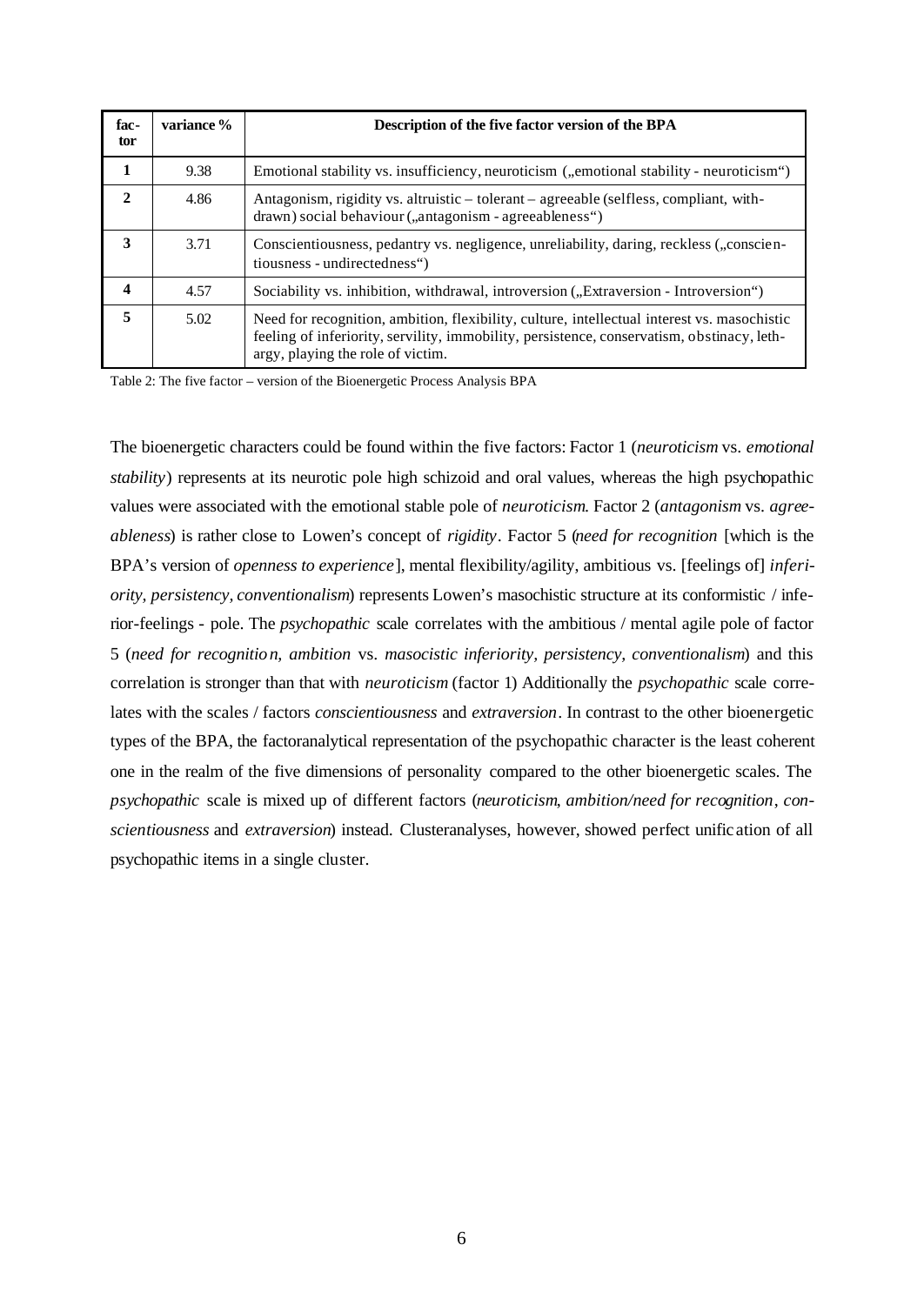| factor | variance % | Description of the five factor version of the BPA |
|---|---|---|
| **1** | 9.38 | Emotional stability vs. insufficiency, neuroticism („emotional stability - neuroticism“) |
| **2** | 4.86 | Antagonism, rigidity vs. altruistic – tolerant – agreeable (selfless, compliant, withdrawn) social behaviour („antagonism - agreeableness“) |
| **3** | 3.71 | Conscientiousness, pedantry vs. negligence, unreliability, daring, reckless („conscientiousness - undirectedness“) |
| **4** | 4.57 | Sociability vs. inhibition, withdrawal, introversion („Extraversion - Introversion“) |
| **5** | 5.02 | Need for recognition, ambition, flexibility, culture, intellectual interest vs. masochistic feeling of inferiority, servility, immobility, persistence, conservatism, obstinacy, lethargy, playing the role of victim. |

Table 2: The five factor – version of the Bioenergetic Process Analysis BPA

The bioenergetic characters could be found within the five factors: Factor 1 (*neuroticism* vs. *emotional stability*) represents at its neurotic pole high schizoid and oral values, whereas the high psychopathic values were associated with the emotional stable pole of *neuroticism*. Factor 2 (*antagonism* vs. *agreeableness*) is rather close to Lowen's concept of *rigidity*. Factor 5 (*need for recognition* [which is the BPA's version of *openness to experience*], mental flexibility/agility, ambitious vs. [feelings of] *inferiority*, *persistency*, *conventionalism*) represents Lowen's masochistic structure at its conformistic / inferior-feelings - pole. The *psychopathic* scale correlates with the ambitious / mental agile pole of factor 5 (*need for recognition*, *ambition* vs. *masocistic inferiority*, *persistency*, *conventionalism*) and this correlation is stronger than that with *neuroticism* (factor 1) Additionally the *psychopathic* scale correlates with the scales / factors *conscientiousness* and *extraversion*. In contrast to the other bioenergetic types of the BPA, the factoranalytical representation of the psychopathic character is the least coherent one in the realm of the five dimensions of personality compared to the other bioenergetic scales. The *psychopathic* scale is mixed up of different factors (*neuroticism*, *ambition/need for recognition*, *conscientiousness* and *extraversion*) instead. Clusteranalyses, however, showed perfect unification of all psychopathic items in a single cluster.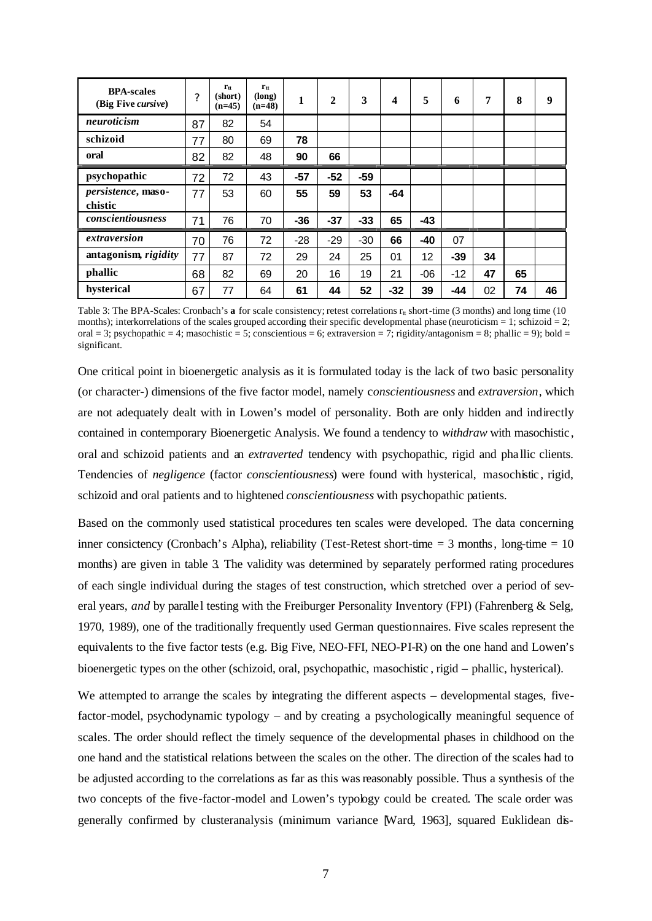| BPA-scales (Big Five *cursive*) | ? | $r_{tt}$ (short) (n=45) | $r_{tt}$ (long) (n=48) | 1 | 2 | 3 | 4 | 5 | 6 | 7 | 8 | 9 |
|---|---|---|---|---|---|---|---|---|---|---|---|---|
| *neuroticism* | 87 | 82 | 54 | | | | | | | | | |
| **schizoid** | 77 | 80 | 69 | **78** | | | | | | | | |
| **oral** | 82 | 82 | 48 | **90** | **66** | | | | | | | |
| **psychopathic** | 72 | 72 | 43 | **-57** | **-52** | **-59** | | | | | | |
| *persistence*, **maso-chistic** | 77 | 53 | 60 | **55** | **59** | **53** | **-64** | | | | | |
| *conscientiousness* | 71 | 76 | 70 | **-36** | **-37** | **-33** | **65** | **-43** | | | | |
| *extraversion* | 70 | 76 | 72 | -28 | -29 | -30 | **66** | **-40** | 07 | | | |
| **antagonism**, *rigidity* | 77 | 87 | 72 | 29 | 24 | 25 | 01 | 12 | **-39** | **34** | | |
| **phallic** | 68 | 82 | 69 | 20 | 16 | 19 | 21 | -06 | -12 | **47** | **65** | |
| **hysterical** | 67 | 77 | 64 | **61** | **44** | **52** | **-32** | **39** | **-44** | 02 | **74** | **46** |

Table 3: The BPA-Scales: Cronbach's **a** for scale consistency; retest correlations $r_{tt}$ short-time (3 months) and long time (10 months); interkorrelations of the scales grouped according their specific developmental phase (neuroticism = 1; schizoid = 2; oral = 3; psychopathic = 4; masochistic = 5; conscientious = 6; extraversion = 7; rigidity/antagonism = 8; phallic = 9); bold = significant.

One critical point in bioenergetic analysis as it is formulated today is the lack of two basic personality (or character-) dimensions of the five factor model, namely *conscientiousness* and *extraversion*, which are not adequately dealt with in Lowen's model of personality. Both are only hidden and indirectly contained in contemporary Bioenergetic Analysis. We found a tendency to *withdraw* with masochistic, oral and schizoid patients and an *extraverted* tendency with psychopathic, rigid and phallic clients. Tendencies of *negligence* (factor *conscientiousness*) were found with hysterical, masochistic, rigid, schizoid and oral patients and to hightened *conscientiousness* with psychopathic patients.

Based on the commonly used statistical procedures ten scales were developed. The data concerning inner consictency (Cronbach's Alpha), reliability (Test-Retest short-time = 3 months, long-time = 10 months) are given in table 3. The validity was determined by separately performed rating procedures of each single individual during the stages of test construction, which stretched over a period of several years, *and* by parallel testing with the Freiburger Personality Inventory (FPI) (Fahrenberg & Selg, 1970, 1989), one of the traditionally frequently used German questionnaires. Five scales represent the equivalents to the five factor tests (e.g. Big Five, NEO-FFI, NEO-PI-R) on the one hand and Lowen's bioenergetic types on the other (schizoid, oral, psychopathic, masochistic, rigid – phallic, hysterical).

We attempted to arrange the scales by integrating the different aspects – developmental stages, five-factor-model, psychodynamic typology – and by creating a psychologically meaningful sequence of scales. The order should reflect the timely sequence of the developmental phases in childhood on the one hand and the statistical relations between the scales on the other. The direction of the scales had to be adjusted according to the correlations as far as this was reasonably possible. Thus a synthesis of the two concepts of the five-factor-model and Lowen's typology could be created. The scale order was generally confirmed by clusteranalysis (minimum variance [Ward, 1963], squared Euklidean dis-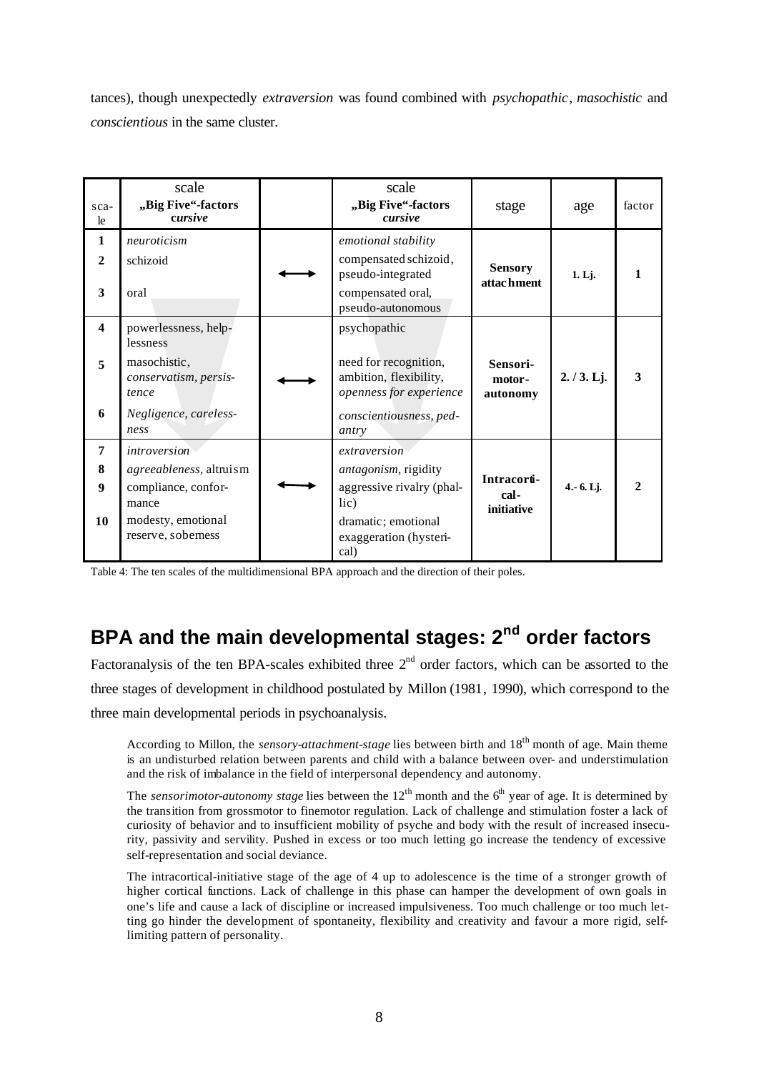tances), though unexpectedly *extraversion* was found combined with *psychopathic*, *masochistic* and *conscientious* in the same cluster.

| scale | scale „Big Five"-factors *cursive* | | scale „Big Five"-factors *cursive* | stage | age | factor |
|---|---|---|---|---|---|---|
| 1 | *neuroticism* | | *emotional stability* | **Sensory attachment** | **1. Lj.** | **1** |
| 2 | schizoid | ⟷ | compensated schizoid, pseudo-integrated | | | |
| 3 | oral | | compensated oral, pseudo-autonomous | | | |
| 4 | powerlessness, helplessness | | psychopathic | **Sensori-motor-autonomy** | **2. / 3. Lj.** | **3** |
| 5 | masochistic, *conservatism, persistence* | ⟷ | need for recognition, ambition, flexibility, *openness for experience* | | | |
| 6 | *Negligence, carelessness* | | *conscientiousness*, pedantry | | | |
| 7 | *introversion* | | *extraversion* | **Intracortical-initiative** | **4.- 6. Lj.** | **2** |
| 8 | *agreeableness*, altruism | | *antagonism*, rigidity | | | |
| 9 | compliance, conformance | ⟷ | aggressive rivalry (phallic) | | | |
| 10 | modesty, emotional reserve, soberness | | dramatic; emotional exaggeration (hysterical) | | | |

Table 4: The ten scales of the multidimensional BPA approach and the direction of their poles.

## BPA and the main developmental stages: 2nd order factors

Factoranalysis of the ten BPA-scales exhibited three 2nd order factors, which can be assorted to the three stages of development in childhood postulated by Millon (1981, 1990), which correspond to the three main developmental periods in psychoanalysis.

> According to Millon, the *sensory-attachment-stage* lies between birth and 18th month of age. Main theme is an undisturbed relation between parents and child with a balance between over- and understimulation and the risk of imbalance in the field of interpersonal dependency and autonomy.
>
> The *sensorimotor-autonomy stage* lies between the 12th month and the 6th year of age. It is determined by the transition from grossmotor to finemotor regulation. Lack of challenge and stimulation foster a lack of curiosity of behavior and to insufficient mobility of psyche and body with the result of increased insecurity, passivity and servility. Pushed in excess or too much letting go increase the tendency of excessive self-representation and social deviance.
>
> The intracortical-initiative stage of the age of 4 up to adolescence is the time of a stronger growth of higher cortical functions. Lack of challenge in this phase can hamper the development of own goals in one's life and cause a lack of discipline or increased impulsiveness. Too much challenge or too much letting go hinder the development of spontaneity, flexibility and creativity and favour a more rigid, self-limiting pattern of personality.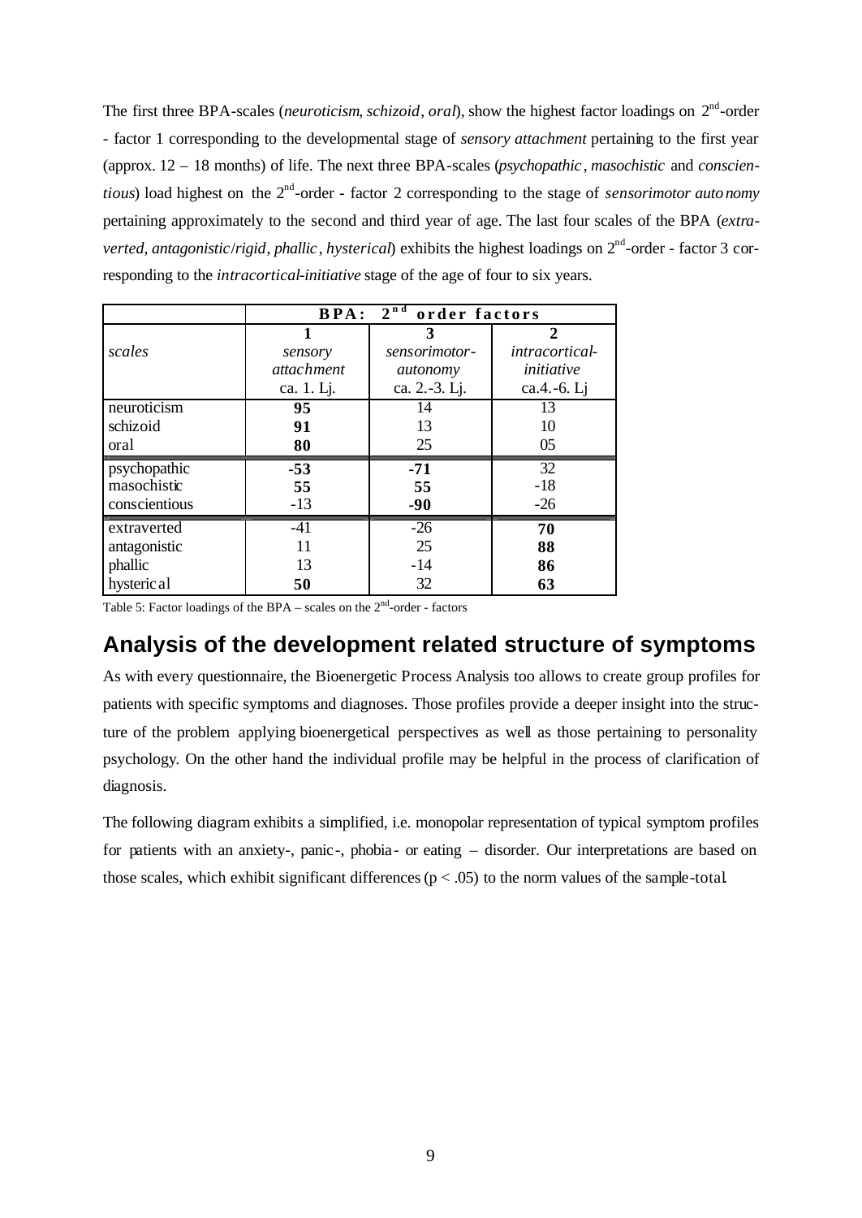The first three BPA-scales (*neuroticism*, *schizoid*, *oral*), show the highest factor loadings on 2nd-order - factor 1 corresponding to the developmental stage of *sensory attachment* pertaining to the first year (approx. 12 – 18 months) of life. The next three BPA-scales (*psychopathic*, *masochistic* and *conscientious*) load highest on the 2nd-order - factor 2 corresponding to the stage of *sensorimotor autonomy* pertaining approximately to the second and third year of age. The last four scales of the BPA (*extraverted*, *antagonistic*/*rigid*, *phallic*, *hysterical*) exhibits the highest loadings on 2nd-order - factor 3 corresponding to the *intracortical-initiative* stage of the age of four to six years.

| | BPA: 2nd order factors | | |
|---|---|---|---|
| scales | **1** *sensory attachment* ca. 1. Lj. | **3** *sensorimotor-autonomy* ca. 2.-3. Lj. | **2** *intracortical-initiative* ca.4.-6. Lj |
| neuroticism | **95** | 14 | 13 |
| schizoid | **91** | 13 | 10 |
| oral | **80** | 25 | 05 |
| psychopathic | **-53** | **-71** | 32 |
| masochistic | **55** | **55** | -18 |
| conscientious | -13 | **-90** | -26 |
| extraverted | -41 | -26 | **70** |
| antagonistic | 11 | 25 | **88** |
| phallic | 13 | -14 | **86** |
| hysterical | **50** | 32 | **63** |

Table 5: Factor loadings of the BPA – scales on the 2nd-order - factors

## Analysis of the development related structure of symptoms

As with every questionnaire, the Bioenergetic Process Analysis too allows to create group profiles for patients with specific symptoms and diagnoses. Those profiles provide a deeper insight into the structure of the problem applying bioenergetical perspectives as well as those pertaining to personality psychology. On the other hand the individual profile may be helpful in the process of clarification of diagnosis.

The following diagram exhibits a simplified, i.e. monopolar representation of typical symptom profiles for patients with an anxiety-, panic-, phobia- or eating – disorder. Our interpretations are based on those scales, which exhibit significant differences ($p < .05$) to the norm values of the sample-total.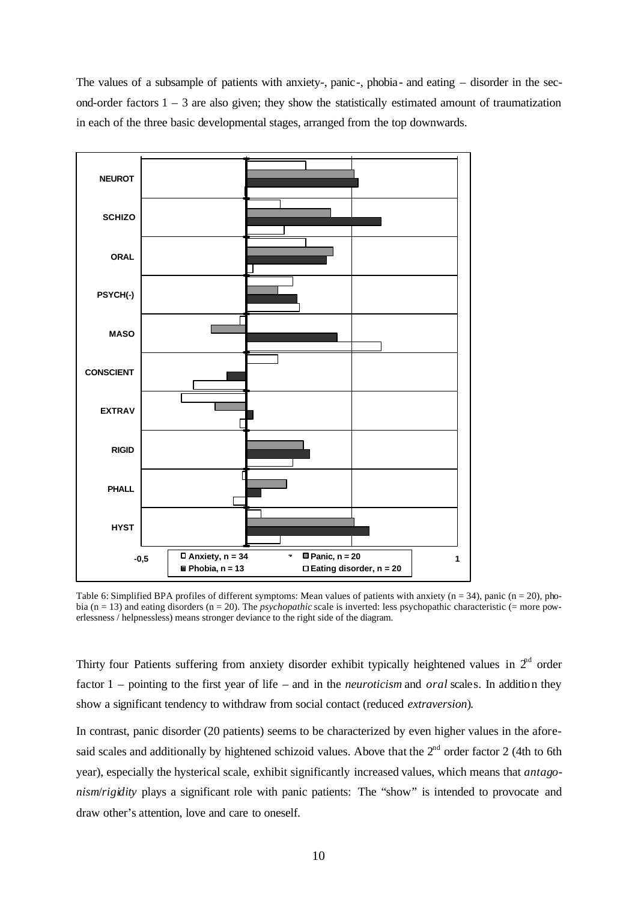The values of a subsample of patients with anxiety-, panic-, phobia- and eating – disorder in the second-order factors 1 – 3 are also given; they show the statistically estimated amount of traumatization in each of the three basic developmental stages, arranged from the top downwards.

Table 6: Simplified BPA profiles of different symptoms: Mean values of patients with anxiety (n = 34), panic (n = 20), phobia (n = 13) and eating disorders (n = 20). The *psychopathic* scale is inverted: less psychopathic characteristic (= more powerlessness / helpnessless) means stronger deviance to the right side of the diagram.

Thirty four Patients suffering from anxiety disorder exhibit typically heightened values in 2[nd] order factor 1 – pointing to the first year of life – and in the *neuroticism* and *oral* scales. In addition they show a significant tendency to withdraw from social contact (reduced *extraversion*).

In contrast, panic disorder (20 patients) seems to be characterized by even higher values in the aforesaid scales and additionally by hightened schizoid values. Above that the 2[nd] order factor 2 (4th to 6th year), especially the hysterical scale, exhibit significantly increased values, which means that *antagonism*/*rigidity* plays a significant role with panic patients: The "show" is intended to provocate and draw other's attention, love and care to oneself.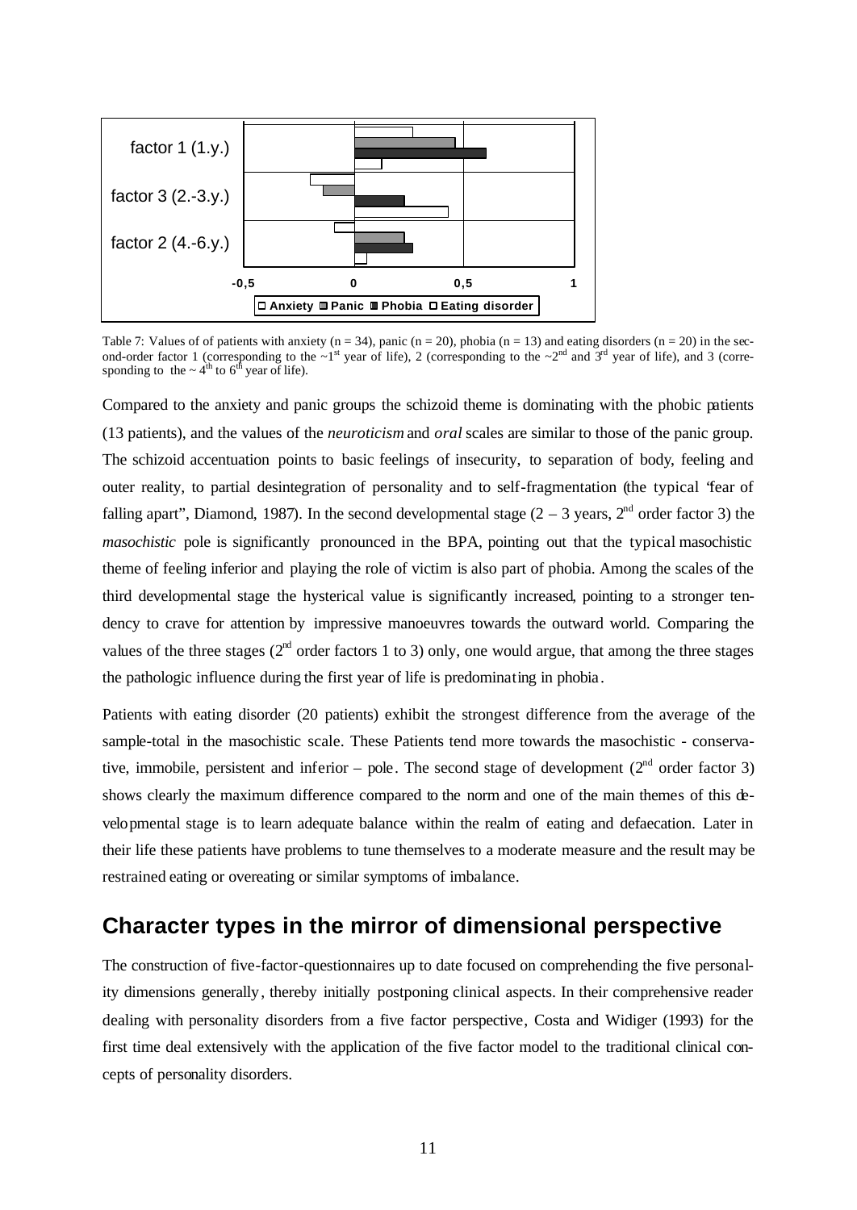Table 7: Values of of patients with anxiety (n = 34), panic (n = 20), phobia (n = 13) and eating disorders (n = 20) in the second-order factor 1 (corresponding to the ~1st year of life), 2 (corresponding to the ~2nd and 3rd year of life), and 3 (corresponding to the ~ 4th to 6th year of life).

Compared to the anxiety and panic groups the schizoid theme is dominating with the phobic patients (13 patients), and the values of the *neuroticism* and *oral* scales are similar to those of the panic group. The schizoid accentuation points to basic feelings of insecurity, to separation of body, feeling and outer reality, to partial desintegration of personality and to self-fragmentation (the typical "fear of falling apart", Diamond, 1987). In the second developmental stage (2 – 3 years, 2nd order factor 3) the *masochistic* pole is significantly pronounced in the BPA, pointing out that the typical masochistic theme of feeling inferior and playing the role of victim is also part of phobia. Among the scales of the third developmental stage the hysterical value is significantly increased, pointing to a stronger tendency to crave for attention by impressive manoeuvres towards the outward world. Comparing the values of the three stages (2nd order factors 1 to 3) only, one would argue, that among the three stages the pathologic influence during the first year of life is predominating in phobia.

Patients with eating disorder (20 patients) exhibit the strongest difference from the average of the sample-total in the masochistic scale. These Patients tend more towards the masochistic - conservative, immobile, persistent and inferior – pole. The second stage of development (2nd order factor 3) shows clearly the maximum difference compared to the norm and one of the main themes of this developmental stage is to learn adequate balance within the realm of eating and defaecation. Later in their life these patients have problems to tune themselves to a moderate measure and the result may be restrained eating or overeating or similar symptoms of imbalance.

## Character types in the mirror of dimensional perspective

The construction of five-factor-questionnaires up to date focused on comprehending the five personality dimensions generally, thereby initially postponing clinical aspects. In their comprehensive reader dealing with personality disorders from a five factor perspective, Costa and Widiger (1993) for the first time deal extensively with the application of the five factor model to the traditional clinical concepts of personality disorders.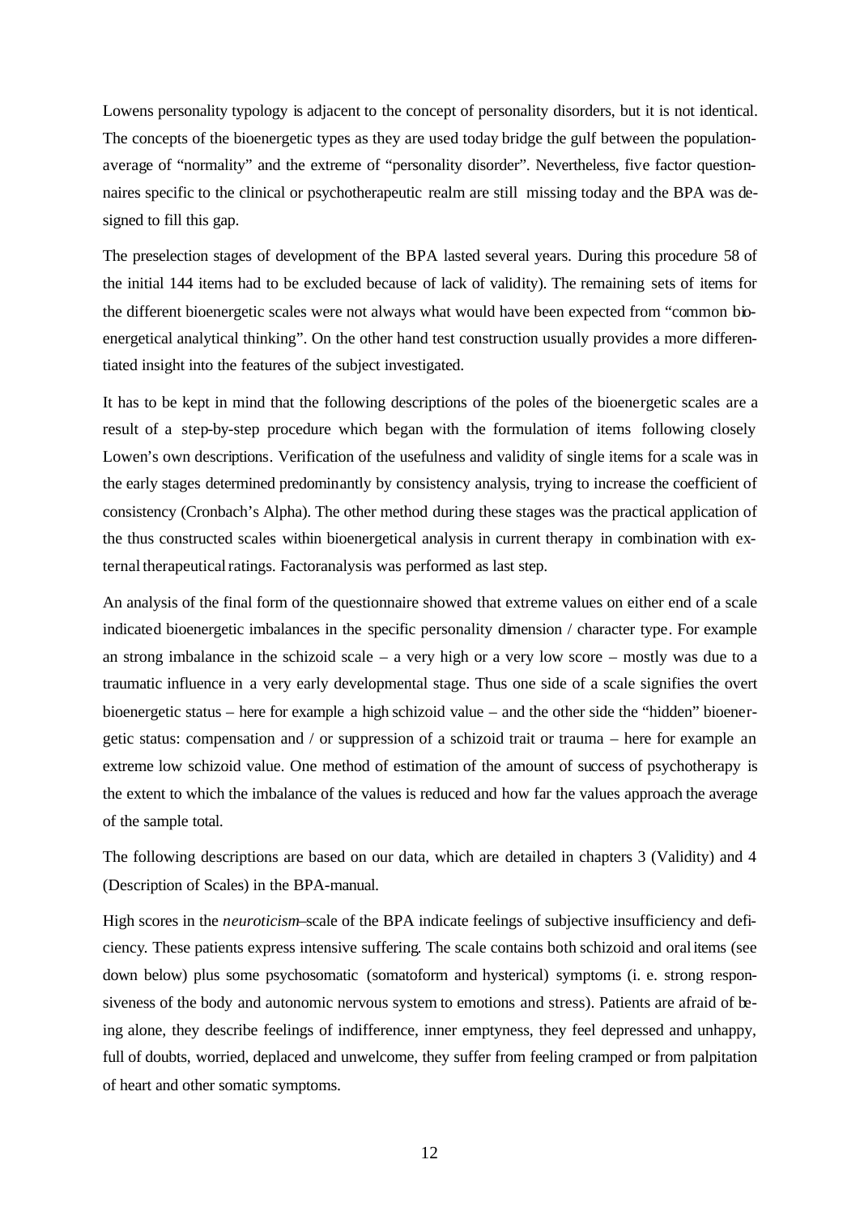Lowens personality typology is adjacent to the concept of personality disorders, but it is not identical. The concepts of the bioenergetic types as they are used today bridge the gulf between the population-average of "normality" and the extreme of "personality disorder". Nevertheless, five factor questionnaires specific to the clinical or psychotherapeutic realm are still missing today and the BPA was designed to fill this gap.

The preselection stages of development of the BPA lasted several years. During this procedure 58 of the initial 144 items had to be excluded because of lack of validity). The remaining sets of items for the different bioenergetic scales were not always what would have been expected from "common bioenergetical analytical thinking". On the other hand test construction usually provides a more differentiated insight into the features of the subject investigated.

It has to be kept in mind that the following descriptions of the poles of the bioenergetic scales are a result of a step-by-step procedure which began with the formulation of items following closely Lowen's own descriptions. Verification of the usefulness and validity of single items for a scale was in the early stages determined predominantly by consistency analysis, trying to increase the coefficient of consistency (Cronbach's Alpha). The other method during these stages was the practical application of the thus constructed scales within bioenergetical analysis in current therapy in combination with external therapeutical ratings. Factoranalysis was performed as last step.

An analysis of the final form of the questionnaire showed that extreme values on either end of a scale indicated bioenergetic imbalances in the specific personality dimension / character type. For example an strong imbalance in the schizoid scale – a very high or a very low score – mostly was due to a traumatic influence in a very early developmental stage. Thus one side of a scale signifies the overt bioenergetic status – here for example a high schizoid value – and the other side the "hidden" bioenergetic status: compensation and / or suppression of a schizoid trait or trauma – here for example an extreme low schizoid value. One method of estimation of the amount of success of psychotherapy is the extent to which the imbalance of the values is reduced and how far the values approach the average of the sample total.

The following descriptions are based on our data, which are detailed in chapters 3 (Validity) and 4 (Description of Scales) in the BPA-manual.

High scores in the *neuroticism*–scale of the BPA indicate feelings of subjective insufficiency and deficiency. These patients express intensive suffering. The scale contains both schizoid and oral items (see down below) plus some psychosomatic (somatoform and hysterical) symptoms (i. e. strong responsiveness of the body and autonomic nervous system to emotions and stress). Patients are afraid of being alone, they describe feelings of indifference, inner emptyness, they feel depressed and unhappy, full of doubts, worried, deplaced and unwelcome, they suffer from feeling cramped or from palpitation of heart and other somatic symptoms.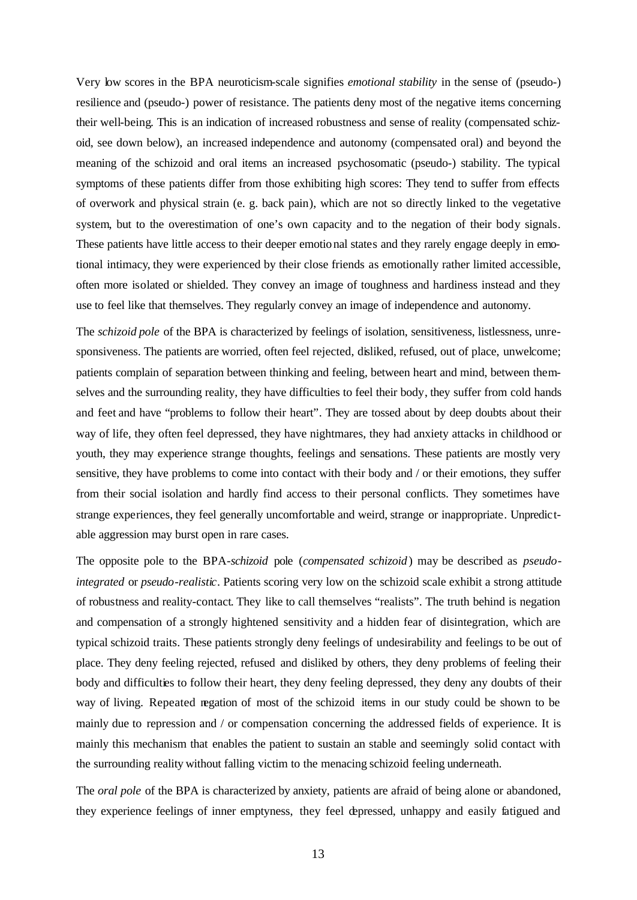Very low scores in the BPA neuroticism-scale signifies *emotional stability* in the sense of (pseudo-) resilience and (pseudo-) power of resistance. The patients deny most of the negative items concerning their well-being. This is an indication of increased robustness and sense of reality (compensated schizoid, see down below), an increased independence and autonomy (compensated oral) and beyond the meaning of the schizoid and oral items an increased psychosomatic (pseudo-) stability. The typical symptoms of these patients differ from those exhibiting high scores: They tend to suffer from effects of overwork and physical strain (e. g. back pain), which are not so directly linked to the vegetative system, but to the overestimation of one's own capacity and to the negation of their body signals. These patients have little access to their deeper emotional states and they rarely engage deeply in emotional intimacy, they were experienced by their close friends as emotionally rather limited accessible, often more isolated or shielded. They convey an image of toughness and hardiness instead and they use to feel like that themselves. They regularly convey an image of independence and autonomy.

The *schizoid pole* of the BPA is characterized by feelings of isolation, sensitiveness, listlessness, unresponsiveness. The patients are worried, often feel rejected, disliked, refused, out of place, unwelcome; patients complain of separation between thinking and feeling, between heart and mind, between themselves and the surrounding reality, they have difficulties to feel their body, they suffer from cold hands and feet and have "problems to follow their heart". They are tossed about by deep doubts about their way of life, they often feel depressed, they have nightmares, they had anxiety attacks in childhood or youth, they may experience strange thoughts, feelings and sensations. These patients are mostly very sensitive, they have problems to come into contact with their body and / or their emotions, they suffer from their social isolation and hardly find access to their personal conflicts. They sometimes have strange experiences, they feel generally uncomfortable and weird, strange or inappropriate. Unpredictable aggression may burst open in rare cases.

The opposite pole to the BPA-*schizoid* pole (*compensated schizoid*) may be described as *pseudo-integrated* or *pseudo-realistic*. Patients scoring very low on the schizoid scale exhibit a strong attitude of robustness and reality-contact. They like to call themselves "realists". The truth behind is negation and compensation of a strongly hightened sensitivity and a hidden fear of disintegration, which are typical schizoid traits. These patients strongly deny feelings of undesirability and feelings to be out of place. They deny feeling rejected, refused and disliked by others, they deny problems of feeling their body and difficulties to follow their heart, they deny feeling depressed, they deny any doubts of their way of living. Repeated negation of most of the schizoid items in our study could be shown to be mainly due to repression and / or compensation concerning the addressed fields of experience. It is mainly this mechanism that enables the patient to sustain an stable and seemingly solid contact with the surrounding reality without falling victim to the menacing schizoid feeling underneath.

The *oral pole* of the BPA is characterized by anxiety, patients are afraid of being alone or abandoned, they experience feelings of inner emptyness, they feel depressed, unhappy and easily fatigued and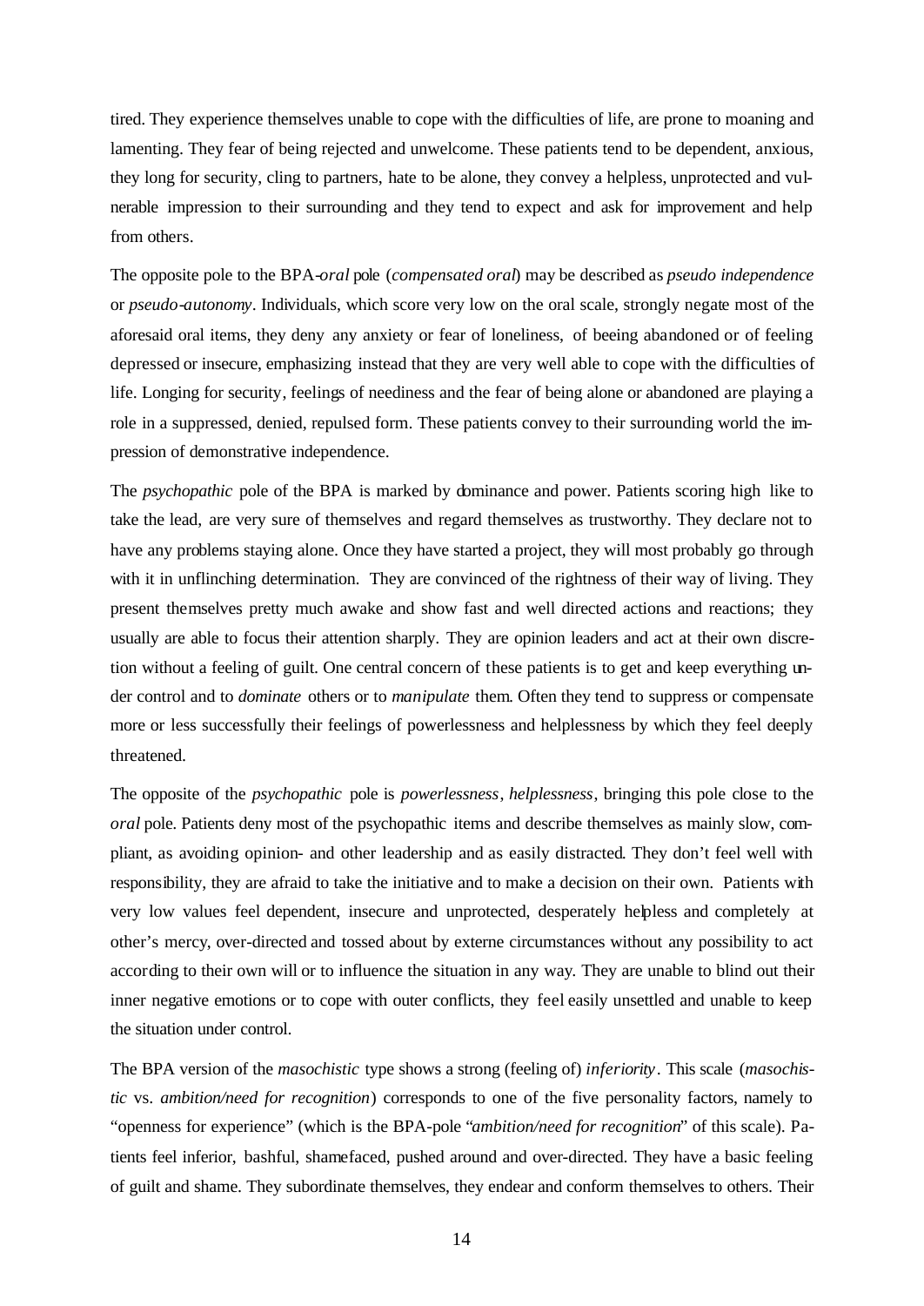tired. They experience themselves unable to cope with the difficulties of life, are prone to moaning and lamenting. They fear of being rejected and unwelcome. These patients tend to be dependent, anxious, they long for security, cling to partners, hate to be alone, they convey a helpless, unprotected and vulnerable impression to their surrounding and they tend to expect and ask for improvement and help from others.

The opposite pole to the BPA-*oral* pole (*compensated oral*) may be described as *pseudo independence* or *pseudo-autonomy*. Individuals, which score very low on the oral scale, strongly negate most of the aforesaid oral items, they deny any anxiety or fear of loneliness, of beeing abandoned or of feeling depressed or insecure, emphasizing instead that they are very well able to cope with the difficulties of life. Longing for security, feelings of neediness and the fear of being alone or abandoned are playing a role in a suppressed, denied, repulsed form. These patients convey to their surrounding world the impression of demonstrative independence.

The *psychopathic* pole of the BPA is marked by dominance and power. Patients scoring high like to take the lead, are very sure of themselves and regard themselves as trustworthy. They declare not to have any problems staying alone. Once they have started a project, they will most probably go through with it in unflinching determination. They are convinced of the rightness of their way of living. They present themselves pretty much awake and show fast and well directed actions and reactions; they usually are able to focus their attention sharply. They are opinion leaders and act at their own discretion without a feeling of guilt. One central concern of these patients is to get and keep everything under control and to *dominate* others or to *manipulate* them. Often they tend to suppress or compensate more or less successfully their feelings of powerlessness and helplessness by which they feel deeply threatened.

The opposite of the *psychopathic* pole is *powerlessness*, *helplessness*, bringing this pole close to the *oral* pole. Patients deny most of the psychopathic items and describe themselves as mainly slow, compliant, as avoiding opinion- and other leadership and as easily distracted. They don't feel well with responsibility, they are afraid to take the initiative and to make a decision on their own. Patients with very low values feel dependent, insecure and unprotected, desperately helpless and completely at other's mercy, over-directed and tossed about by externe circumstances without any possibility to act according to their own will or to influence the situation in any way. They are unable to blind out their inner negative emotions or to cope with outer conflicts, they feel easily unsettled and unable to keep the situation under control.

The BPA version of the *masochistic* type shows a strong (feeling of) *inferiority*. This scale (*masochistic* vs. *ambition/need for recognition*) corresponds to one of the five personality factors, namely to "openness for experience" (which is the BPA-pole "*ambition/need for recognition*" of this scale). Patients feel inferior, bashful, shamefaced, pushed around and over-directed. They have a basic feeling of guilt and shame. They subordinate themselves, they endear and conform themselves to others. Their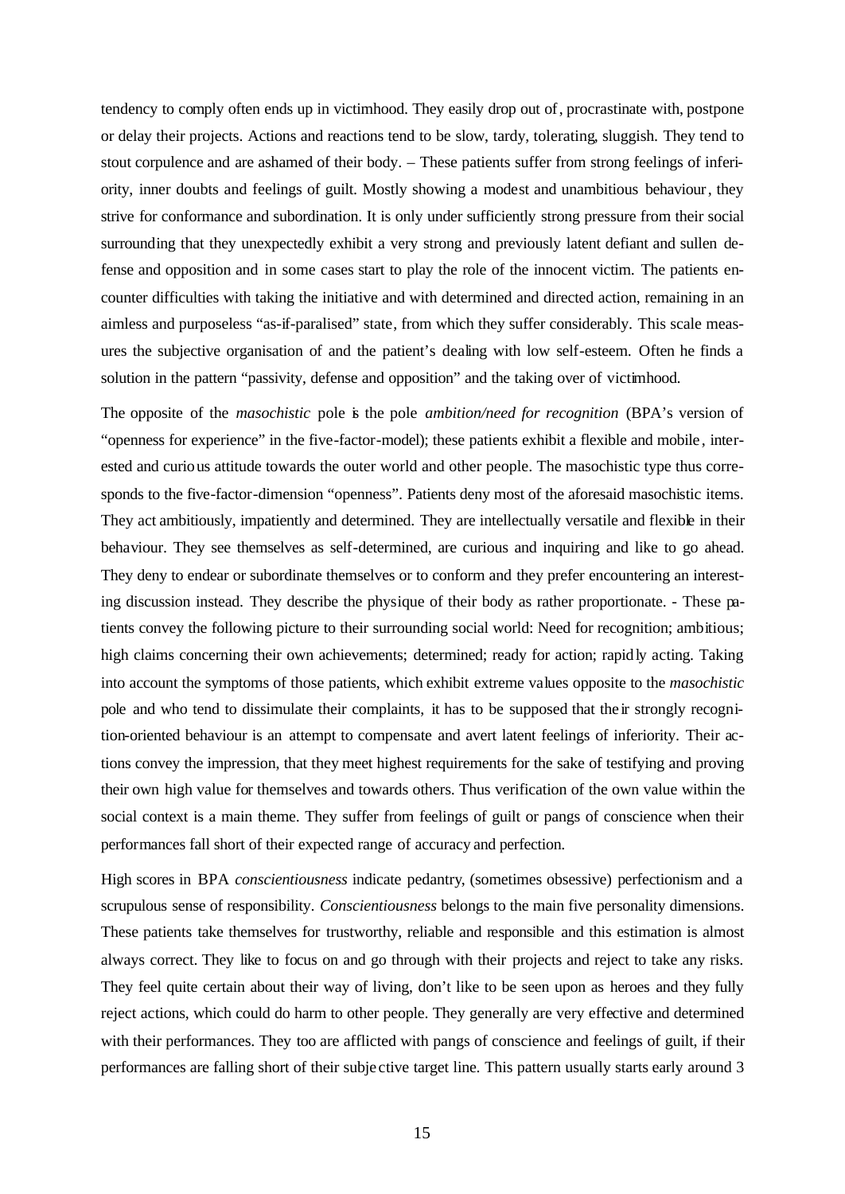tendency to comply often ends up in victimhood. They easily drop out of, procrastinate with, postpone or delay their projects. Actions and reactions tend to be slow, tardy, tolerating, sluggish. They tend to stout corpulence and are ashamed of their body. – These patients suffer from strong feelings of inferiority, inner doubts and feelings of guilt. Mostly showing a modest and unambitious behaviour, they strive for conformance and subordination. It is only under sufficiently strong pressure from their social surrounding that they unexpectedly exhibit a very strong and previously latent defiant and sullen defense and opposition and in some cases start to play the role of the innocent victim. The patients encounter difficulties with taking the initiative and with determined and directed action, remaining in an aimless and purposeless "as-if-paralised" state, from which they suffer considerably. This scale measures the subjective organisation of and the patient's dealing with low self-esteem. Often he finds a solution in the pattern "passivity, defense and opposition" and the taking over of victimhood.

The opposite of the *masochistic* pole is the pole *ambition/need for recognition* (BPA's version of "openness for experience" in the five-factor-model); these patients exhibit a flexible and mobile, interested and curious attitude towards the outer world and other people. The masochistic type thus corresponds to the five-factor-dimension "openness". Patients deny most of the aforesaid masochistic items. They act ambitiously, impatiently and determined. They are intellectually versatile and flexible in their behaviour. They see themselves as self-determined, are curious and inquiring and like to go ahead. They deny to endear or subordinate themselves or to conform and they prefer encountering an interesting discussion instead. They describe the physique of their body as rather proportionate. - These patients convey the following picture to their surrounding social world: Need for recognition; ambitious; high claims concerning their own achievements; determined; ready for action; rapidly acting. Taking into account the symptoms of those patients, which exhibit extreme values opposite to the *masochistic* pole and who tend to dissimulate their complaints, it has to be supposed that their strongly recognition-oriented behaviour is an attempt to compensate and avert latent feelings of inferiority. Their actions convey the impression, that they meet highest requirements for the sake of testifying and proving their own high value for themselves and towards others. Thus verification of the own value within the social context is a main theme. They suffer from feelings of guilt or pangs of conscience when their performances fall short of their expected range of accuracy and perfection.

High scores in BPA *conscientiousness* indicate pedantry, (sometimes obsessive) perfectionism and a scrupulous sense of responsibility. *Conscientiousness* belongs to the main five personality dimensions. These patients take themselves for trustworthy, reliable and responsible and this estimation is almost always correct. They like to focus on and go through with their projects and reject to take any risks. They feel quite certain about their way of living, don't like to be seen upon as heroes and they fully reject actions, which could do harm to other people. They generally are very effective and determined with their performances. They too are afflicted with pangs of conscience and feelings of guilt, if their performances are falling short of their subjective target line. This pattern usually starts early around 3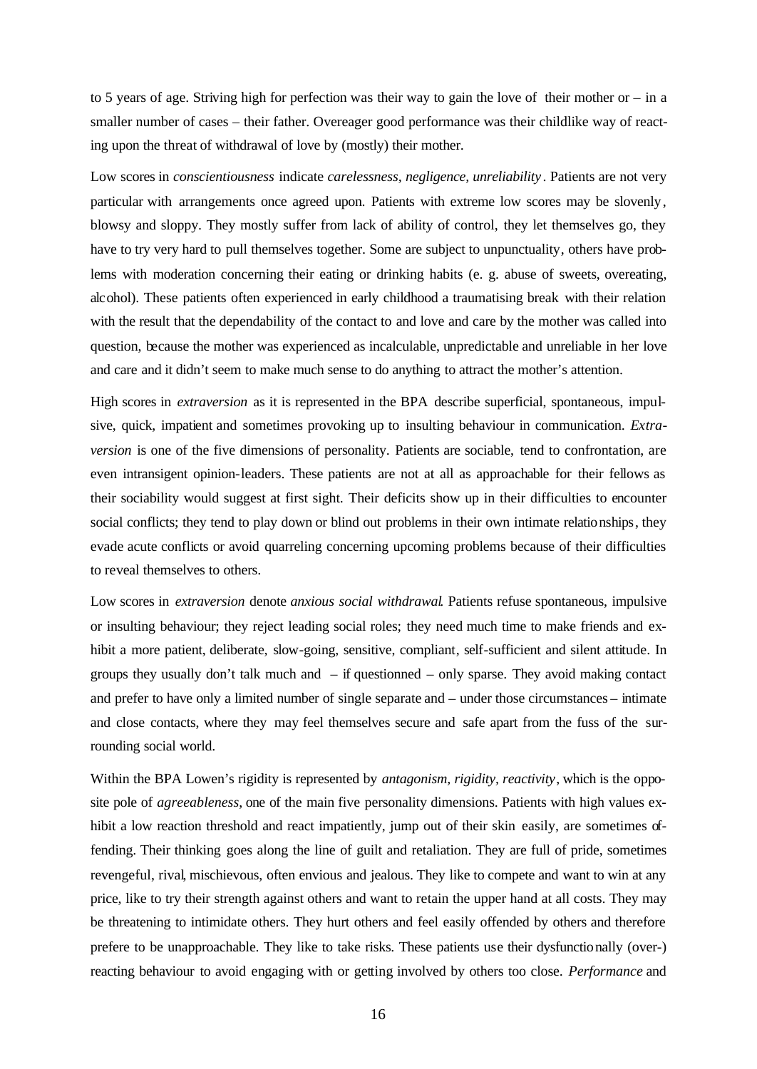to 5 years of age. Striving high for perfection was their way to gain the love of their mother or – in a smaller number of cases – their father. Overeager good performance was their childlike way of reacting upon the threat of withdrawal of love by (mostly) their mother.

Low scores in *conscientiousness* indicate *carelessness, negligence, unreliability*. Patients are not very particular with arrangements once agreed upon. Patients with extreme low scores may be slovenly, blowsy and sloppy. They mostly suffer from lack of ability of control, they let themselves go, they have to try very hard to pull themselves together. Some are subject to unpunctuality, others have problems with moderation concerning their eating or drinking habits (e. g. abuse of sweets, overeating, alcohol). These patients often experienced in early childhood a traumatising break with their relation with the result that the dependability of the contact to and love and care by the mother was called into question, because the mother was experienced as incalculable, unpredictable and unreliable in her love and care and it didn't seem to make much sense to do anything to attract the mother's attention.

High scores in *extraversion* as it is represented in the BPA describe superficial, spontaneous, impulsive, quick, impatient and sometimes provoking up to insulting behaviour in communication. *Extraversion* is one of the five dimensions of personality. Patients are sociable, tend to confrontation, are even intransigent opinion-leaders. These patients are not at all as approachable for their fellows as their sociability would suggest at first sight. Their deficits show up in their difficulties to encounter social conflicts; they tend to play down or blind out problems in their own intimate relationships, they evade acute conflicts or avoid quarreling concerning upcoming problems because of their difficulties to reveal themselves to others.

Low scores in *extraversion* denote *anxious social withdrawal*. Patients refuse spontaneous, impulsive or insulting behaviour; they reject leading social roles; they need much time to make friends and exhibit a more patient, deliberate, slow-going, sensitive, compliant, self-sufficient and silent attitude. In groups they usually don't talk much and – if questionned – only sparse. They avoid making contact and prefer to have only a limited number of single separate and – under those circumstances – intimate and close contacts, where they may feel themselves secure and safe apart from the fuss of the surrounding social world.

Within the BPA Lowen's rigidity is represented by *antagonism, rigidity, reactivity*, which is the opposite pole of *agreeableness*, one of the main five personality dimensions. Patients with high values exhibit a low reaction threshold and react impatiently, jump out of their skin easily, are sometimes offending. Their thinking goes along the line of guilt and retaliation. They are full of pride, sometimes revengeful, rival, mischievous, often envious and jealous. They like to compete and want to win at any price, like to try their strength against others and want to retain the upper hand at all costs. They may be threatening to intimidate others. They hurt others and feel easily offended by others and therefore prefere to be unapproachable. They like to take risks. These patients use their dysfunctionally (over-) reacting behaviour to avoid engaging with or getting involved by others too close. *Performance* and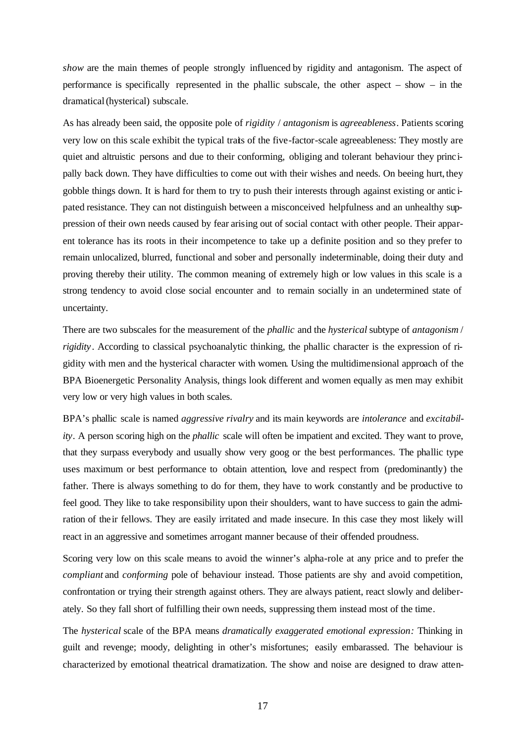*show* are the main themes of people strongly influenced by rigidity and antagonism. The aspect of performance is specifically represented in the phallic subscale, the other aspect – show – in the dramatical (hysterical) subscale.

As has already been said, the opposite pole of *rigidity* / *antagonism* is *agreeableness*. Patients scoring very low on this scale exhibit the typical traits of the five-factor-scale agreeableness: They mostly are quiet and altruistic persons and due to their conforming, obliging and tolerant behaviour they principally back down. They have difficulties to come out with their wishes and needs. On beeing hurt, they gobble things down. It is hard for them to try to push their interests through against existing or anticipated resistance. They can not distinguish between a misconceived helpfulness and an unhealthy suppression of their own needs caused by fear arising out of social contact with other people. Their apparent tolerance has its roots in their incompetence to take up a definite position and so they prefer to remain unlocalized, blurred, functional and sober and personally indeterminable, doing their duty and proving thereby their utility. The common meaning of extremely high or low values in this scale is a strong tendency to avoid close social encounter and to remain socially in an undetermined state of uncertainty.

There are two subscales for the measurement of the *phallic* and the *hysterical* subtype of *antagonism* / *rigidity*. According to classical psychoanalytic thinking, the phallic character is the expression of rigidity with men and the hysterical character with women. Using the multidimensional approach of the BPA Bioenergetic Personality Analysis, things look different and women equally as men may exhibit very low or very high values in both scales.

BPA's phallic scale is named *aggressive rivalry* and its main keywords are *intolerance* and *excitability*. A person scoring high on the *phallic* scale will often be impatient and excited. They want to prove, that they surpass everybody and usually show very goog or the best performances. The phallic type uses maximum or best performance to obtain attention, love and respect from (predominantly) the father. There is always something to do for them, they have to work constantly and be productive to feel good. They like to take responsibility upon their shoulders, want to have success to gain the admiration of their fellows. They are easily irritated and made insecure. In this case they most likely will react in an aggressive and sometimes arrogant manner because of their offended proudness.

Scoring very low on this scale means to avoid the winner's alpha-role at any price and to prefer the *compliant* and *conforming* pole of behaviour instead. Those patients are shy and avoid competition, confrontation or trying their strength against others. They are always patient, react slowly and deliberately. So they fall short of fulfilling their own needs, suppressing them instead most of the time.

The *hysterical* scale of the BPA means *dramatically exaggerated emotional expression:* Thinking in guilt and revenge; moody, delighting in other's misfortunes; easily embarassed. The behaviour is characterized by emotional theatrical dramatization. The show and noise are designed to draw atten-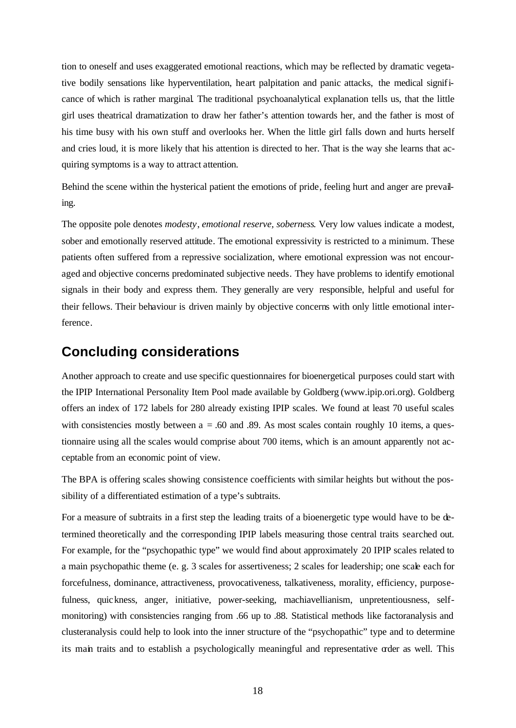tion to oneself and uses exaggerated emotional reactions, which may be reflected by dramatic vegetative bodily sensations like hyperventilation, heart palpitation and panic attacks, the medical significance of which is rather marginal. The traditional psychoanalytical explanation tells us, that the little girl uses theatrical dramatization to draw her father's attention towards her, and the father is most of his time busy with his own stuff and overlooks her. When the little girl falls down and hurts herself and cries loud, it is more likely that his attention is directed to her. That is the way she learns that acquiring symptoms is a way to attract attention.

Behind the scene within the hysterical patient the emotions of pride, feeling hurt and anger are prevailing.

The opposite pole denotes *modesty*, *emotional reserve*, *soberness*. Very low values indicate a modest, sober and emotionally reserved attitude. The emotional expressivity is restricted to a minimum. These patients often suffered from a repressive socialization, where emotional expression was not encouraged and objective concerns predominated subjective needs. They have problems to identify emotional signals in their body and express them. They generally are very responsible, helpful and useful for their fellows. Their behaviour is driven mainly by objective concerns with only little emotional interference.

## Concluding considerations

Another approach to create and use specific questionnaires for bioenergetical purposes could start with the IPIP International Personality Item Pool made available by Goldberg (www.ipip.ori.org). Goldberg offers an index of 172 labels for 280 already existing IPIP scales. We found at least 70 useful scales with consistencies mostly between a = .60 and .89. As most scales contain roughly 10 items, a questionnaire using all the scales would comprise about 700 items, which is an amount apparently not acceptable from an economic point of view.

The BPA is offering scales showing consistence coefficients with similar heights but without the possibility of a differentiated estimation of a type's subtraits.

For a measure of subtraits in a first step the leading traits of a bioenergetic type would have to be determined theoretically and the corresponding IPIP labels measuring those central traits searched out. For example, for the "psychopathic type" we would find about approximately 20 IPIP scales related to a main psychopathic theme (e. g. 3 scales for assertiveness; 2 scales for leadership; one scale each for forcefulness, dominance, attractiveness, provocativeness, talkativeness, morality, efficiency, purposefulness, quickness, anger, initiative, power-seeking, machiavellianism, unpretentiousness, self-monitoring) with consistencies ranging from .66 up to .88. Statistical methods like factoranalysis and clusteranalysis could help to look into the inner structure of the "psychopathic" type and to determine its main traits and to establish a psychologically meaningful and representative order as well. This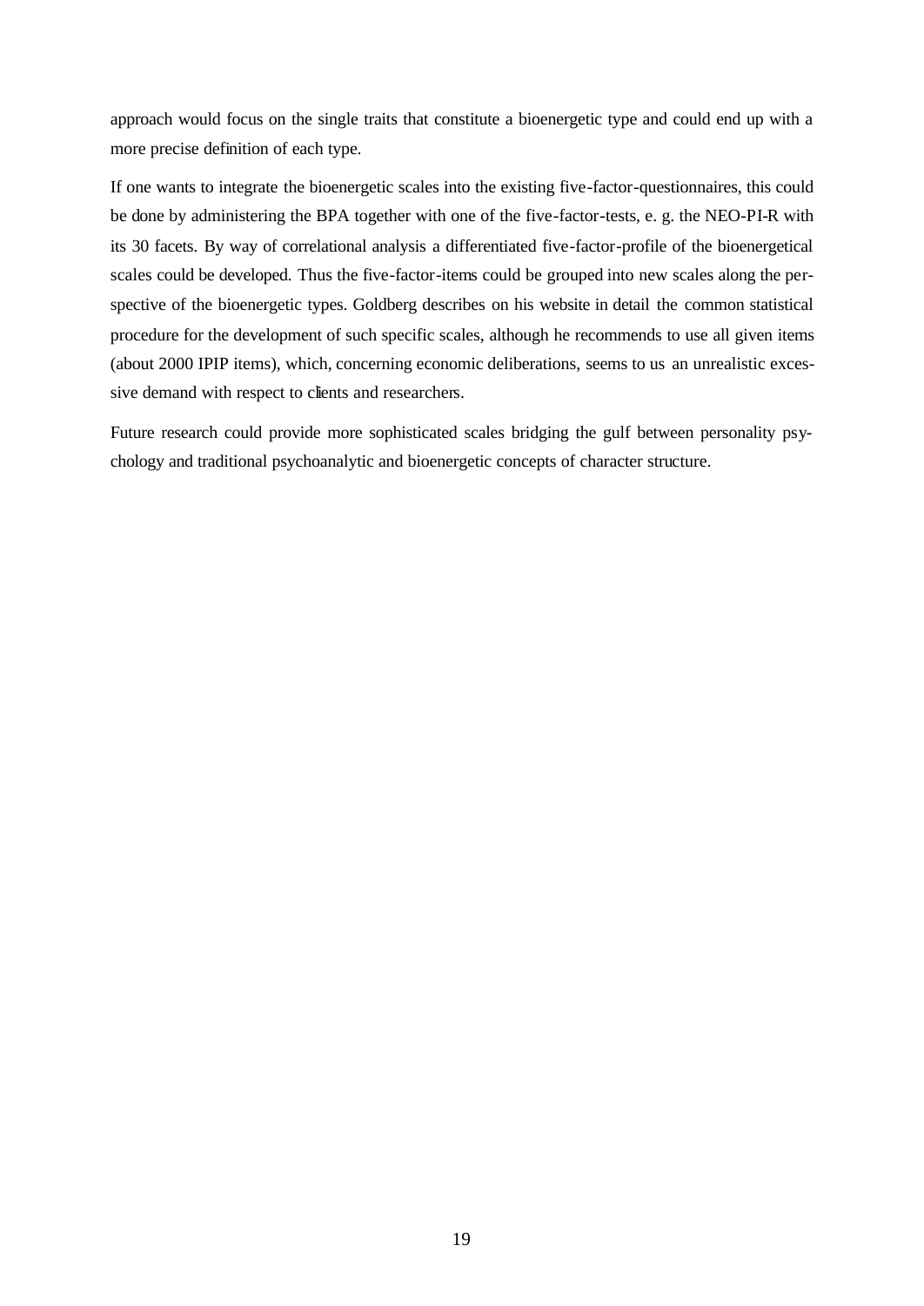approach would focus on the single traits that constitute a bioenergetic type and could end up with a more precise definition of each type.

If one wants to integrate the bioenergetic scales into the existing five-factor-questionnaires, this could be done by administering the BPA together with one of the five-factor-tests, e. g. the NEO-PI-R with its 30 facets. By way of correlational analysis a differentiated five-factor-profile of the bioenergetical scales could be developed. Thus the five-factor-items could be grouped into new scales along the perspective of the bioenergetic types. Goldberg describes on his website in detail the common statistical procedure for the development of such specific scales, although he recommends to use all given items (about 2000 IPIP items), which, concerning economic deliberations, seems to us an unrealistic excessive demand with respect to clients and researchers.

Future research could provide more sophisticated scales bridging the gulf between personality psychology and traditional psychoanalytic and bioenergetic concepts of character structure.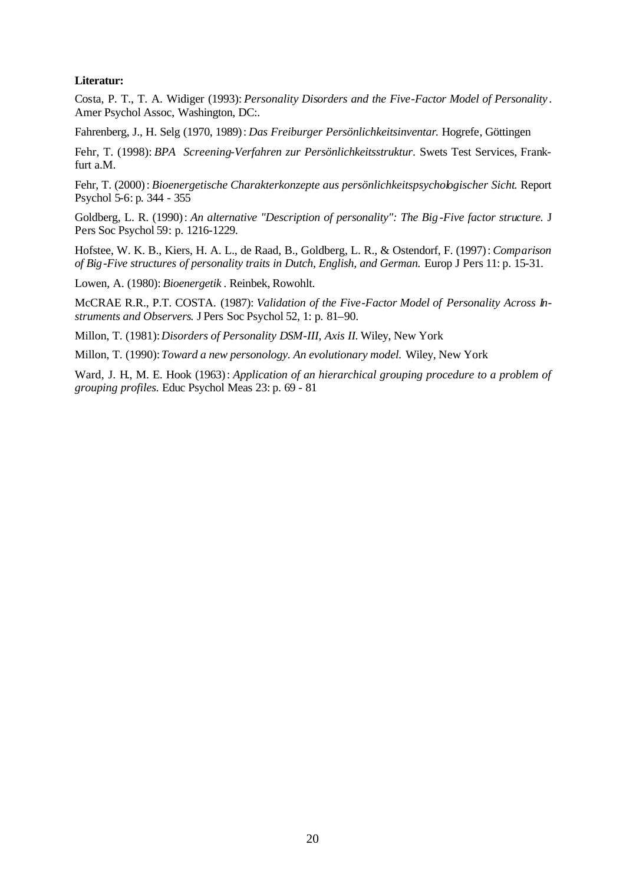**Literatur:**

Costa, P. T., T. A. Widiger (1993): *Personality Disorders and the Five-Factor Model of Personality*. Amer Psychol Assoc, Washington, DC:.

Fahrenberg, J., H. Selg (1970, 1989): *Das Freiburger Persönlichkeitsinventar.* Hogrefe, Göttingen

Fehr, T. (1998): *BPA Screening-Verfahren zur Persönlichkeitsstruktur*. Swets Test Services, Frankfurt a.M.

Fehr, T. (2000): *Bioenergetische Charakterkonzepte aus persönlichkeitspsychologischer Sicht*. Report Psychol 5-6: p. 344 - 355

Goldberg, L. R. (1990): *An alternative "Description of personality": The Big-Five factor structure.* J Pers Soc Psychol 59: p. 1216-1229.

Hofstee, W. K. B., Kiers, H. A. L., de Raad, B., Goldberg, L. R., & Ostendorf, F. (1997): *Comparison of Big-Five structures of personality traits in Dutch, English, and German.* Europ J Pers 11: p. 15-31.

Lowen, A. (1980): *Bioenergetik*. Reinbek, Rowohlt.

McCRAE R.R., P.T. COSTA. (1987): *Validation of the Five-Factor Model of Personality Across Instruments and Observers*. J Pers Soc Psychol 52, 1: p. 81–90.

Millon, T. (1981): *Disorders of Personality DSM-III, Axis II*. Wiley, New York

Millon, T. (1990): *Toward a new personology. An evolutionary model.* Wiley, New York

Ward, J. H., M. E. Hook (1963): *Application of an hierarchical grouping procedure to a problem of grouping profiles.* Educ Psychol Meas 23: p. 69 - 81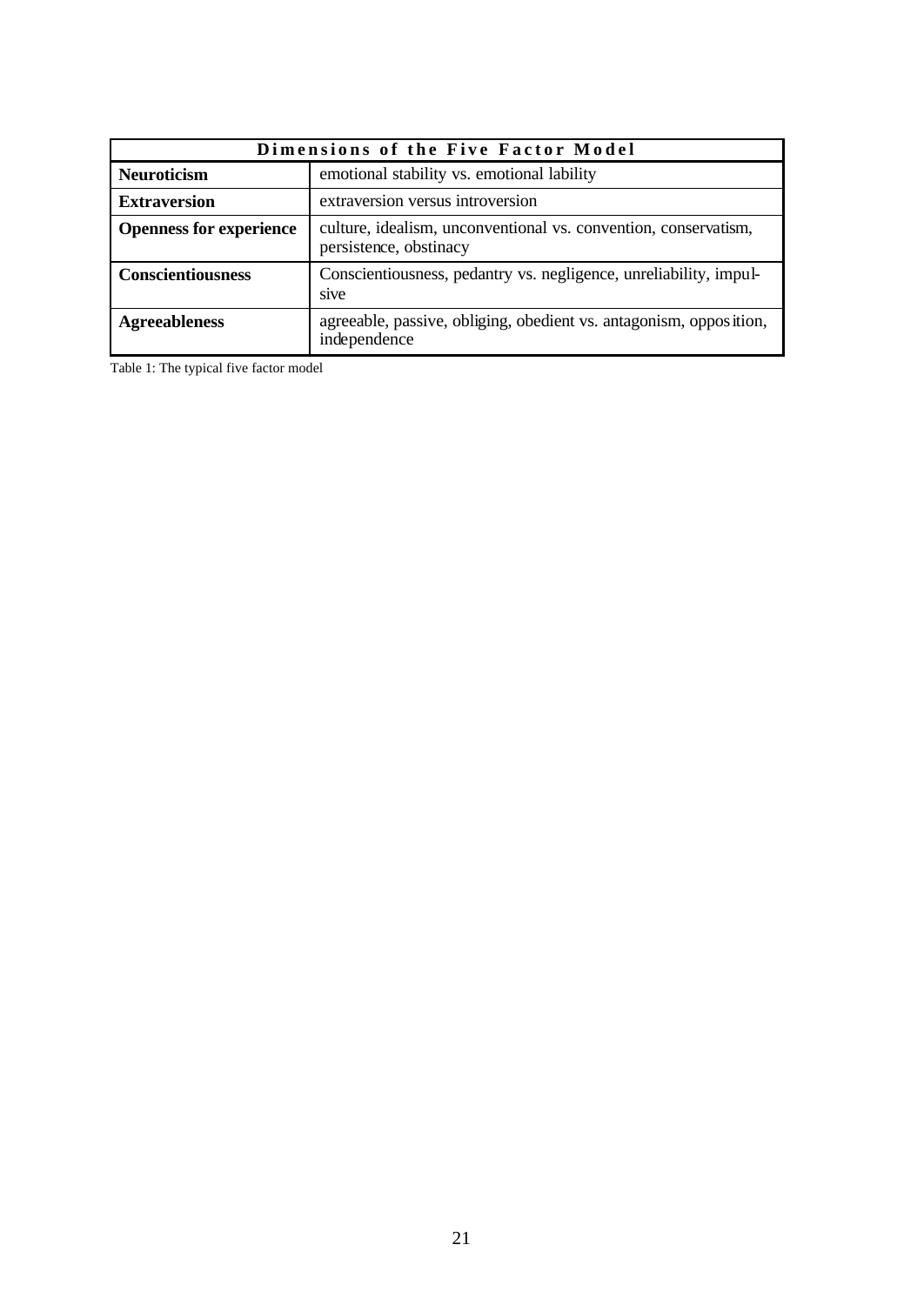| Dimensions of the Five Factor Model | |
|---|---|
| **Neuroticism** | emotional stability vs. emotional lability |
| **Extraversion** | extraversion versus introversion |
| **Openness for experience** | culture, idealism, unconventional vs. convention, conservatism, persistence, obstinacy |
| **Conscientiousness** | Conscientiousness, pedantry vs. negligence, unreliability, impulsive |
| **Agreeableness** | agreeable, passive, obliging, obedient vs. antagonism, opposition, independence |

Table 1: The typical five factor model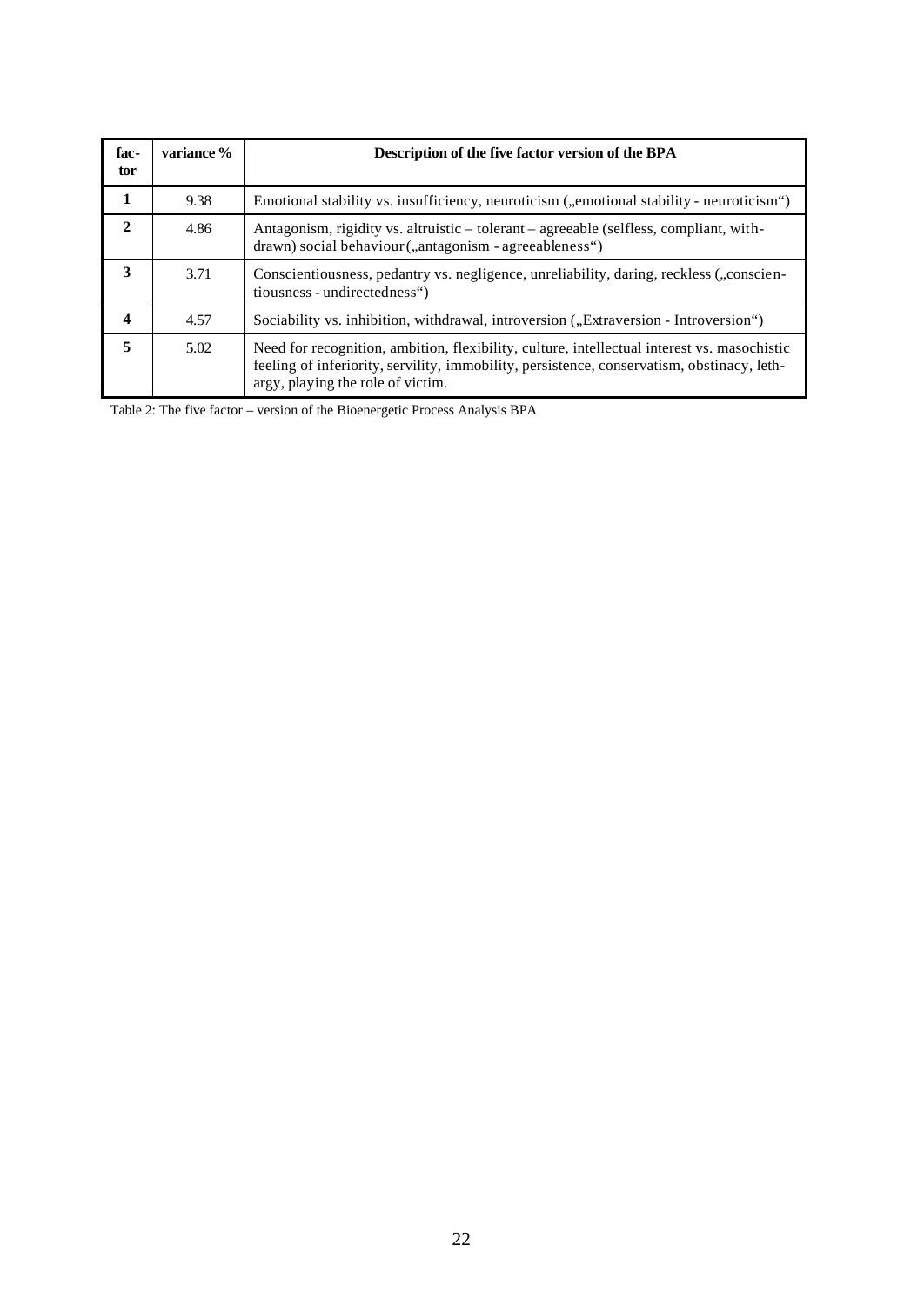| fac-tor | variance % | Description of the five factor version of the BPA |
|---|---|---|
| **1** | 9.38 | Emotional stability vs. insufficiency, neuroticism („emotional stability - neuroticism“) |
| **2** | 4.86 | Antagonism, rigidity vs. altruistic – tolerant – agreeable (selfless, compliant, withdrawn) social behaviour („antagonism - agreeableness“) |
| **3** | 3.71 | Conscientiousness, pedantry vs. negligence, unreliability, daring, reckless („conscientiousness - undirectedness“) |
| **4** | 4.57 | Sociability vs. inhibition, withdrawal, introversion („Extraversion - Introversion“) |
| **5** | 5.02 | Need for recognition, ambition, flexibility, culture, intellectual interest vs. masochistic feeling of inferiority, servility, immobility, persistence, conservatism, obstinacy, lethargy, playing the role of victim. |

Table 2: The five factor – version of the Bioenergetic Process Analysis BPA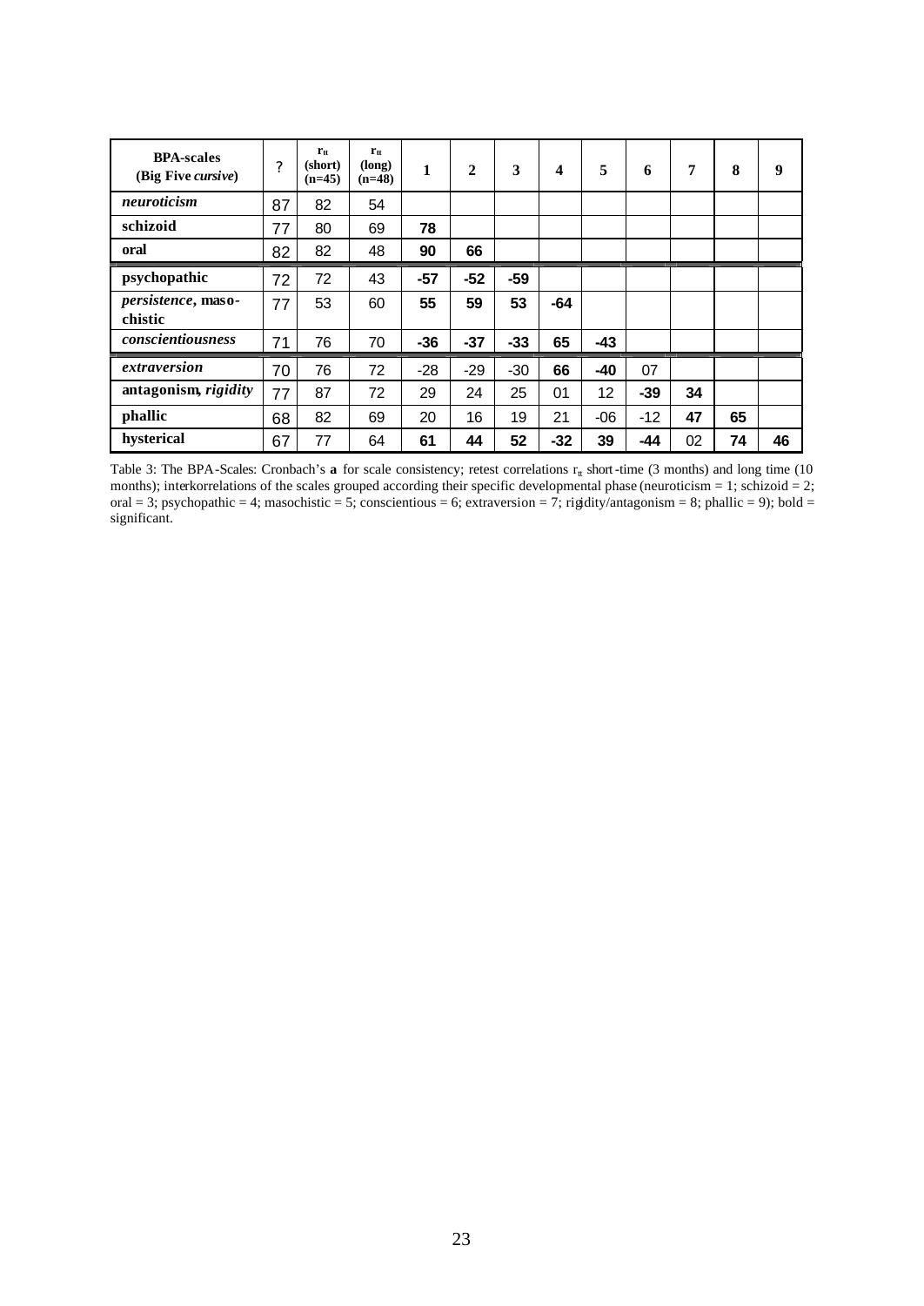| **BPA-scales (Big Five *cursive*)** | ? | $r_{tt}$ (short) (n=45) | $r_{tt}$ (long) (n=48) | **1** | **2** | **3** | **4** | **5** | **6** | **7** | **8** | **9** |
|---|---|---|---|---|---|---|---|---|---|---|---|---|
| ***neuroticism*** | 87 | 82 | 54 | | | | | | | | | |
| **schizoid** | 77 | 80 | 69 | **78** | | | | | | | | |
| **oral** | 82 | 82 | 48 | **90** | **66** | | | | | | | |
| **psychopathic** | 72 | 72 | 43 | **-57** | **-52** | **-59** | | | | | | |
| ***persistence*, masochistic** | 77 | 53 | 60 | **55** | **59** | **53** | **-64** | | | | | |
| ***conscientiousness*** | 71 | 76 | 70 | **-36** | **-37** | **-33** | **65** | **-43** | | | | |
| ***extraversion*** | 70 | 76 | 72 | -28 | -29 | -30 | **66** | **-40** | 07 | | | |
| **antagonism, *rigidity*** | 77 | 87 | 72 | 29 | 24 | 25 | 01 | 12 | **-39** | **34** | | |
| **phallic** | 68 | 82 | 69 | 20 | 16 | 19 | 21 | -06 | -12 | **47** | **65** | |
| **hysterical** | 67 | 77 | 64 | **61** | **44** | **52** | **-32** | **39** | **-44** | 02 | **74** | **46** |

Table 3: The BPA-Scales: Cronbach's **a** for scale consistency; retest correlations $r_{tt}$ short-time (3 months) and long time (10 months); interkorrelations of the scales grouped according their specific developmental phase (neuroticism = 1; schizoid = 2; oral = 3; psychopathic = 4; masochistic = 5; conscientious = 6; extraversion = 7; rigidity/antagonism = 8; phallic = 9); bold = significant.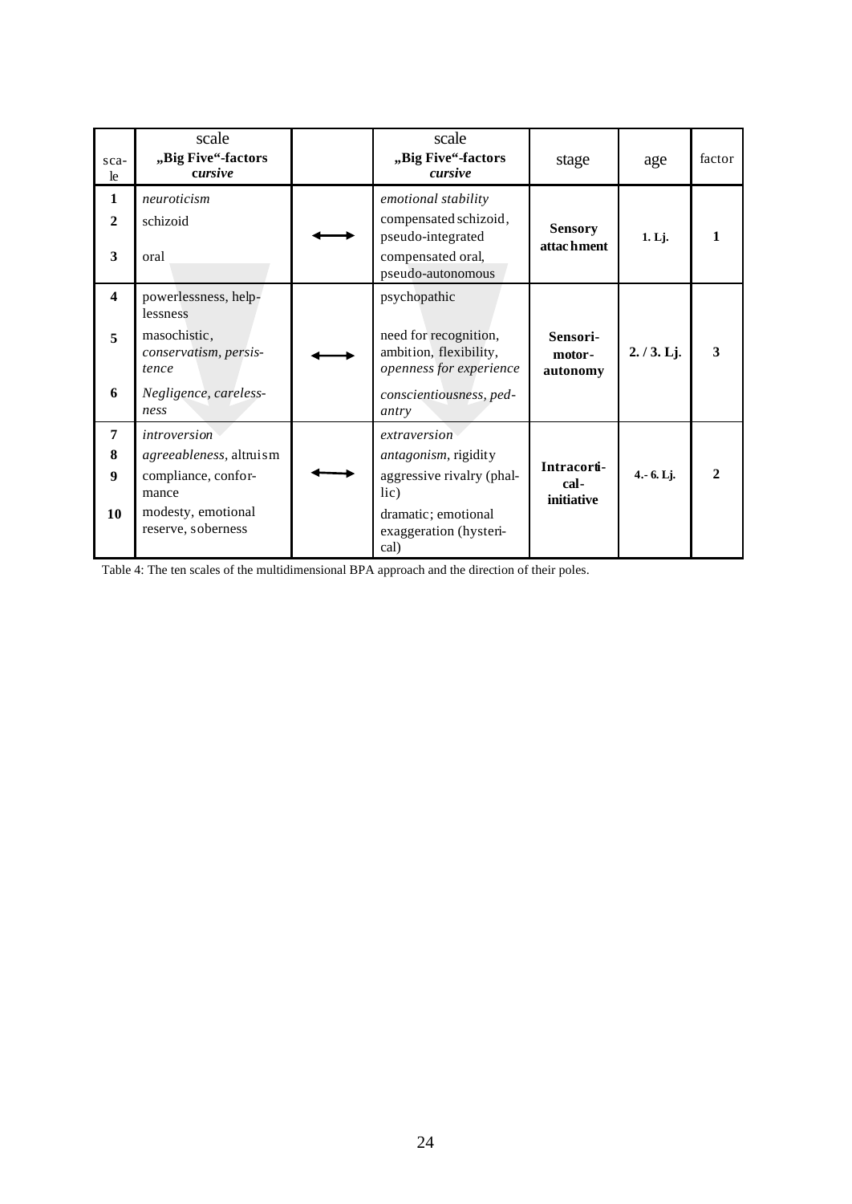| sca-le | scale „Big Five"-factors *cursive* | | scale „Big Five"-factors *cursive* | stage | age | factor |
|---|---|---|---|---|---|---|
| **1** | *neuroticism* | ⟷ | *emotional stability* | **Sensory attachment** | **1. Lj.** | **1** |
| **2** | schizoid | | compensated schizoid, pseudo-integrated | | | |
| **3** | oral | | compensated oral, pseudo-autonomous | | | |
| **4** | powerlessness, help-lessness | ⟷ | psychopathic | **Sensori-motor-autonomy** | **2. / 3. Lj.** | **3** |
| **5** | masochistic, *conservatism, persis-tence* | | need for recognition, ambition, flexibility, *openness for experience* | | | |
| **6** | *Negligence, careless-ness* | | *conscientiousness, ped-antry* | | | |
| **7** | *introversion* | ⟷ | *extraversion* | **Intracorti-cal-initiative** | **4.- 6. Lj.** | **2** |
| **8** | *agreeableness*, altruism | | *antagonism*, rigidity | | | |
| **9** | compliance, confor-mance | | aggressive rivalry (phal-lic) | | | |
| **10** | modesty, emotional reserve, soberness | | dramatic; emotional exaggeration (hysteri-cal) | | | |

Table 4: The ten scales of the multidimensional BPA approach and the direction of their poles.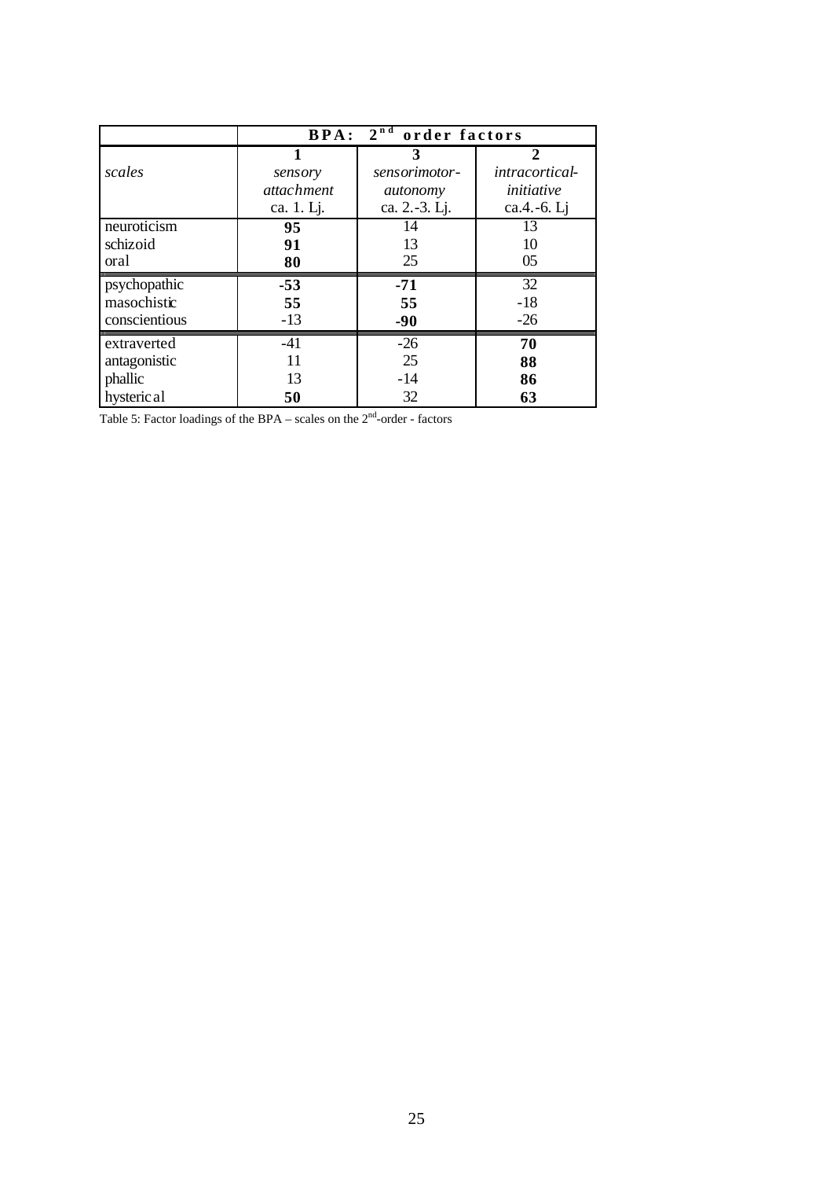| | BPA: 2nd order factors | | |
|---|---|---|---|
| | **1** | **3** | **2** |
| *scales* | *sensory attachment* | *sensorimotor-autonomy* | *intracortical-initiative* |
| | ca. 1. Lj. | ca. 2.-3. Lj. | ca.4.-6. Lj |
| neuroticism | **95** | 14 | 13 |
| schizoid | **91** | 13 | 10 |
| oral | **80** | 25 | 05 |
| psychopathic | **-53** | **-71** | 32 |
| masochistic | **55** | **55** | -18 |
| conscientious | -13 | **-90** | -26 |
| extraverted | -41 | -26 | **70** |
| antagonistic | 11 | 25 | **88** |
| phallic | 13 | -14 | **86** |
| hysterical | **50** | 32 | **63** |

Table 5: Factor loadings of the BPA – scales on the $2^{nd}$-order - factors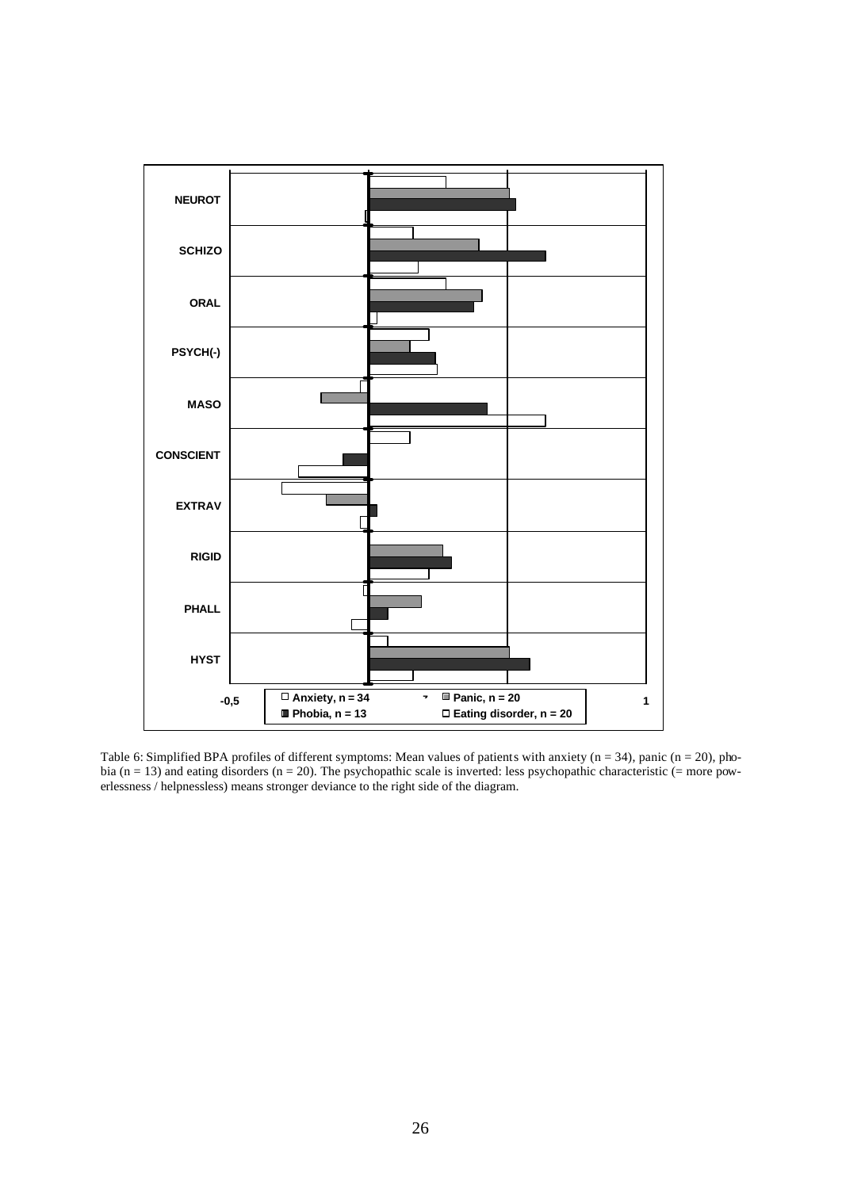NEUROT

SCHIZO

ORAL

PSYCH(-)

MASO

CONSCIENT

EXTRAV

RIGID

PHALL

HYST

-0,5 1

☐ Anxiety, n = 34 ▩ Panic, n = 20 ■ Phobia, n = 13 ☐ Eating disorder, n = 20

Table 6: Simplified BPA profiles of different symptoms: Mean values of patients with anxiety (n = 34), panic (n = 20), phobia (n = 13) and eating disorders (n = 20). The psychopathic scale is inverted: less psychopathic characteristic (= more powerlessness / helpnessless) means stronger deviance to the right side of the diagram.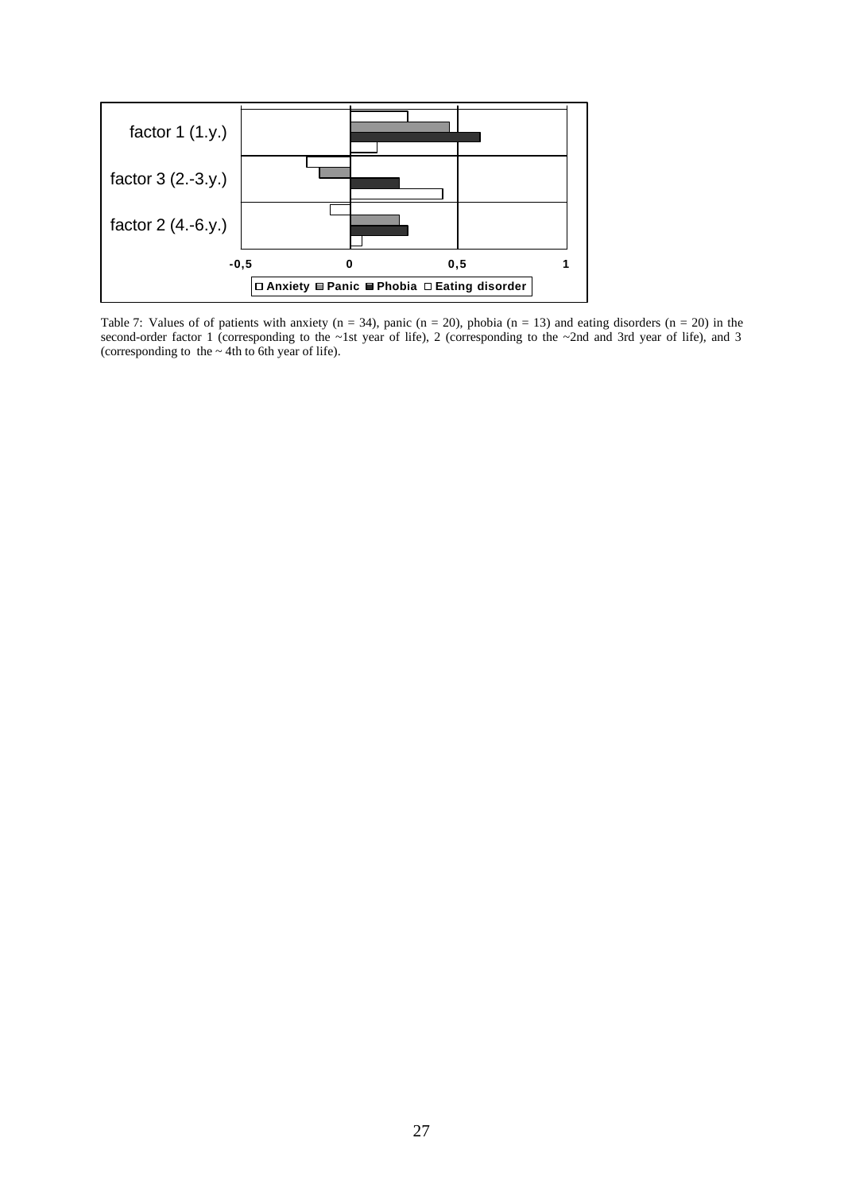factor 1 (1.y.)

factor 3 (2.-3.y.)

factor 2 (4.-6.y.)

-0,5
0
0,5
1

Anxiety
Panic
Phobia
Eating disorder

Table 7: Values of of patients with anxiety (n = 34), panic (n = 20), phobia (n = 13) and eating disorders (n = 20) in the second-order factor 1 (corresponding to the ~1st year of life), 2 (corresponding to the ~2nd and 3rd year of life), and 3 (corresponding to the ~ 4th to 6th year of life).